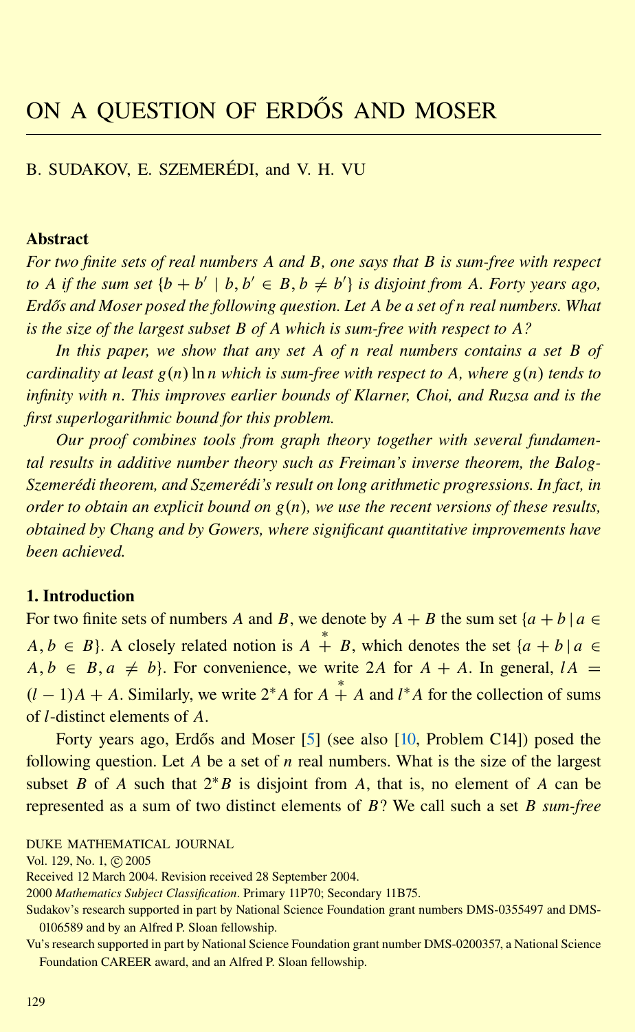# ON A QUESTION OF ERDŐS AND MOSER

B. SUDAKOV, E. SZEMERÉDI, and V. H. VU

### Abstract

*For two finite sets of real numbers $A$ and $B$, one says that $B$ is sum-free with respect to $A$ if the sum set $\{b + b' \mid b, b' \in B, b \neq b'\}$ is disjoint from $A$. Forty years ago, Erdős and Moser posed the following question. Let $A$ be a set of $n$ real numbers. What is the size of the largest subset $B$ of $A$ which is sum-free with respect to $A$?*

*In this paper, we show that any set $A$ of $n$ real numbers contains a set $B$ of cardinality at least $g(n) \ln n$ which is sum-free with respect to $A$, where $g(n)$ tends to infinity with $n$. This improves earlier bounds of Klarner, Choi, and Ruzsa and is the first superlogarithmic bound for this problem.*

*Our proof combines tools from graph theory together with several fundamental results in additive number theory such as Freiman's inverse theorem, the Balog-Szemerédi theorem, and Szemerédi's result on long arithmetic progressions. In fact, in order to obtain an explicit bound on $g(n)$, we use the recent versions of these results, obtained by Chang and by Gowers, where significant quantitative improvements have been achieved.*

### 1. Introduction

For two finite sets of numbers $A$ and $B$, we denote by $A + B$ the sum set $\{a + b \mid a \in A, b \in B\}$. A closely related notion is $A \overset{*}{+} B$, which denotes the set $\{a + b \mid a \in A, b \in B, a \neq b\}$. For convenience, we write $2A$ for $A + A$. In general, $lA = (l-1)A + A$. Similarly, we write $2^*A$ for $A \overset{*}{+} A$ and $l^*A$ for the collection of sums of $l$-distinct elements of $A$.

Forty years ago, Erdős and Moser [5] (see also [10, Problem C14]) posed the following question. Let $A$ be a set of $n$ real numbers. What is the size of the largest subset $B$ of $A$ such that $2^*B$ is disjoint from $A$, that is, no element of $A$ can be represented as a sum of two distinct elements of $B$? We call such a set $B$ *sum-free*

DUKE MATHEMATICAL JOURNAL

Vol. 129, No. 1, © 2005

Received 12 March 2004. Revision received 28 September 2004.

2000 *Mathematics Subject Classification*. Primary 11P70; Secondary 11B75.

Sudakov's research supported in part by National Science Foundation grant numbers DMS-0355497 and DMS-0106589 and by an Alfred P. Sloan fellowship.

Vu's research supported in part by National Science Foundation grant number DMS-0200357, a National Science Foundation CAREER award, and an Alfred P. Sloan fellowship.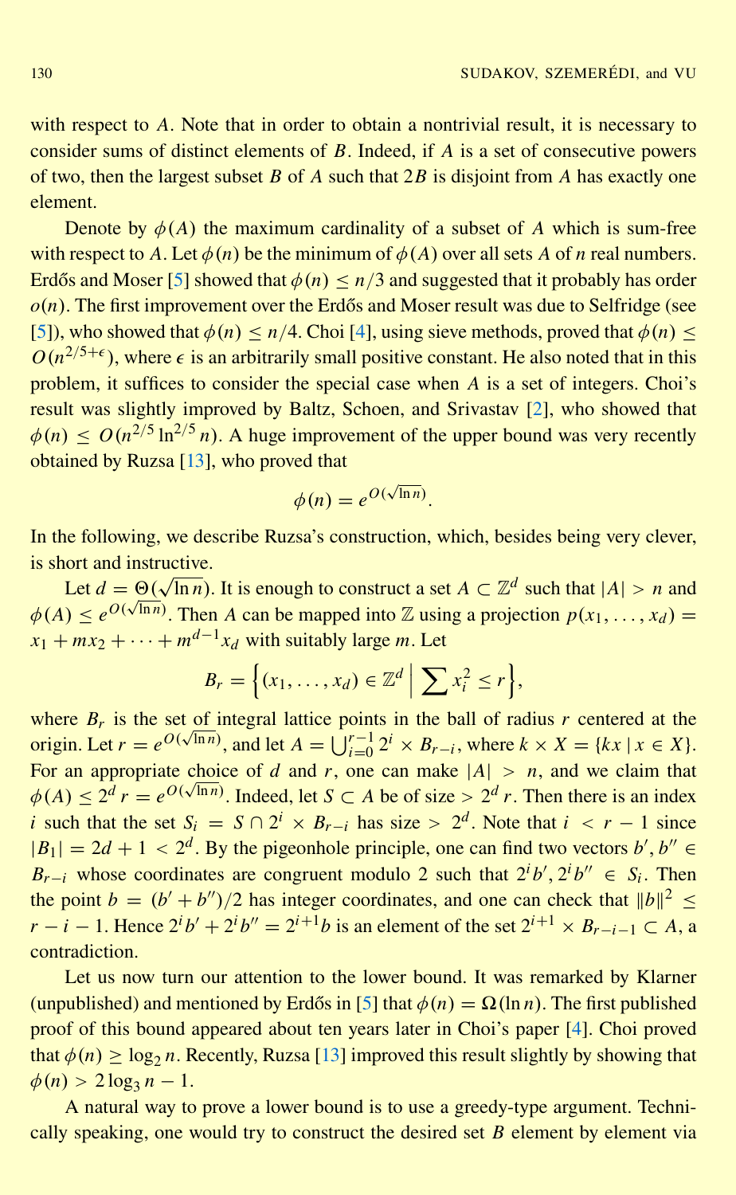with respect to $A$. Note that in order to obtain a nontrivial result, it is necessary to consider sums of distinct elements of $B$. Indeed, if $A$ is a set of consecutive powers of two, then the largest subset $B$ of $A$ such that $2B$ is disjoint from $A$ has exactly one element.

Denote by $\phi(A)$ the maximum cardinality of a subset of $A$ which is sum-free with respect to $A$. Let $\phi(n)$ be the minimum of $\phi(A)$ over all sets $A$ of $n$ real numbers. Erdős and Moser [5] showed that $\phi(n) \leq n/3$ and suggested that it probably has order $o(n)$. The first improvement over the Erdős and Moser result was due to Selfridge (see [5]), who showed that $\phi(n) \leq n/4$. Choi [4], using sieve methods, proved that $\phi(n) \leq O(n^{2/5+\epsilon})$, where $\epsilon$ is an arbitrarily small positive constant. He also noted that in this problem, it suffices to consider the special case when $A$ is a set of integers. Choi's result was slightly improved by Baltz, Schoen, and Srivastav [2], who showed that $\phi(n) \leq O(n^{2/5} \ln^{2/5} n)$. A huge improvement of the upper bound was very recently obtained by Ruzsa [13], who proved that

$$\phi(n) = e^{O(\sqrt{\ln n})}.$$

In the following, we describe Ruzsa's construction, which, besides being very clever, is short and instructive.

Let $d = \Theta(\sqrt{\ln n})$. It is enough to construct a set $A \subset \mathbb{Z}^d$ such that $|A| > n$ and $\phi(A) \leq e^{O(\sqrt{\ln n})}$. Then $A$ can be mapped into $\mathbb{Z}$ using a projection $p(x_1, \ldots, x_d) = x_1 + mx_2 + \cdots + m^{d-1}x_d$ with suitably large $m$. Let

$$B_r = \Big\{(x_1, \ldots, x_d) \in \mathbb{Z}^d \;\Big|\; \sum x_i^2 \leq r\Big\},$$

where $B_r$ is the set of integral lattice points in the ball of radius $r$ centered at the origin. Let $r = e^{O(\sqrt{\ln n})}$, and let $A = \bigcup_{i=0}^{r-1} 2^i \times B_{r-i}$, where $k \times X = \{kx \mid x \in X\}$. For an appropriate choice of $d$ and $r$, one can make $|A| > n$, and we claim that $\phi(A) \leq 2^d r = e^{O(\sqrt{\ln n})}$. Indeed, let $S \subset A$ be of size $> 2^d r$. Then there is an index $i$ such that the set $S_i = S \cap 2^i \times B_{r-i}$ has size $> 2^d$. Note that $i < r - 1$ since $|B_1| = 2d + 1 < 2^d$. By the pigeonhole principle, one can find two vectors $b', b'' \in B_{r-i}$ whose coordinates are congruent modulo 2 such that $2^i b', 2^i b'' \in S_i$. Then the point $b = (b' + b'')/2$ has integer coordinates, and one can check that $\|b\|^2 \leq r - i - 1$. Hence $2^i b' + 2^i b'' = 2^{i+1} b$ is an element of the set $2^{i+1} \times B_{r-i-1} \subset A$, a contradiction.

Let us now turn our attention to the lower bound. It was remarked by Klarner (unpublished) and mentioned by Erdős in [5] that $\phi(n) = \Omega(\ln n)$. The first published proof of this bound appeared about ten years later in Choi's paper [4]. Choi proved that $\phi(n) \geq \log_2 n$. Recently, Ruzsa [13] improved this result slightly by showing that $\phi(n) > 2\log_3 n - 1$.

A natural way to prove a lower bound is to use a greedy-type argument. Technically speaking, one would try to construct the desired set $B$ element by element via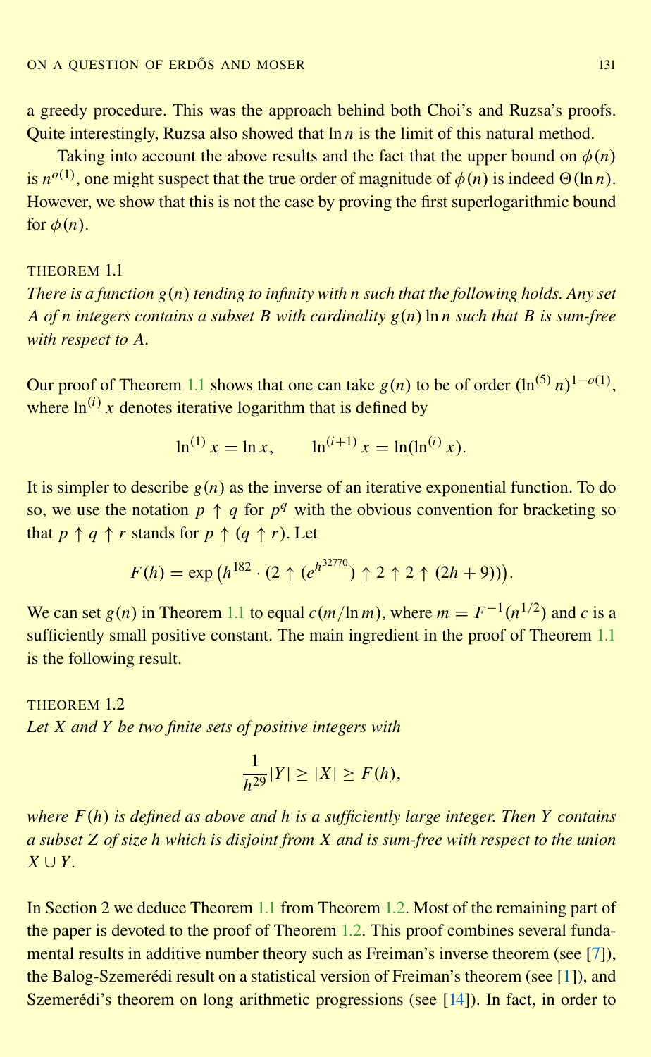a greedy procedure. This was the approach behind both Choi's and Ruzsa's proofs. Quite interestingly, Ruzsa also showed that $\ln n$ is the limit of this natural method.

Taking into account the above results and the fact that the upper bound on $\phi(n)$ is $n^{o(1)}$, one might suspect that the true order of magnitude of $\phi(n)$ is indeed $\Theta(\ln n)$. However, we show that this is not the case by proving the first superlogarithmic bound for $\phi(n)$.

THEOREM 1.1

*There is a function $g(n)$ tending to infinity with $n$ such that the following holds. Any set $A$ of $n$ integers contains a subset $B$ with cardinality $g(n)\ln n$ such that $B$ is sum-free with respect to $A$.*

Our proof of Theorem 1.1 shows that one can take $g(n)$ to be of order $(\ln^{(5)} n)^{1-o(1)}$, where $\ln^{(i)} x$ denotes iterative logarithm that is defined by

$$\ln^{(1)} x = \ln x, \qquad \ln^{(i+1)} x = \ln(\ln^{(i)} x).$$

It is simpler to describe $g(n)$ as the inverse of an iterative exponential function. To do so, we use the notation $p \uparrow q$ for $p^q$ with the obvious convention for bracketing so that $p \uparrow q \uparrow r$ stands for $p \uparrow (q \uparrow r)$. Let

$$F(h) = \exp\left(h^{182} \cdot (2 \uparrow (e^{h^{32770}}) \uparrow 2 \uparrow 2 \uparrow (2h+9))\right).$$

We can set $g(n)$ in Theorem 1.1 to equal $c(m/\ln m)$, where $m = F^{-1}(n^{1/2})$ and $c$ is a sufficiently small positive constant. The main ingredient in the proof of Theorem 1.1 is the following result.

THEOREM 1.2

*Let $X$ and $Y$ be two finite sets of positive integers with*

$$\frac{1}{h^{29}}|Y| \geq |X| \geq F(h),$$

*where $F(h)$ is defined as above and $h$ is a sufficiently large integer. Then $Y$ contains a subset $Z$ of size $h$ which is disjoint from $X$ and is sum-free with respect to the union $X \cup Y$.*

In Section 2 we deduce Theorem 1.1 from Theorem 1.2. Most of the remaining part of the paper is devoted to the proof of Theorem 1.2. This proof combines several fundamental results in additive number theory such as Freiman's inverse theorem (see [7]), the Balog-Szemerédi result on a statistical version of Freiman's theorem (see [1]), and Szemerédi's theorem on long arithmetic progressions (see [14]). In fact, in order to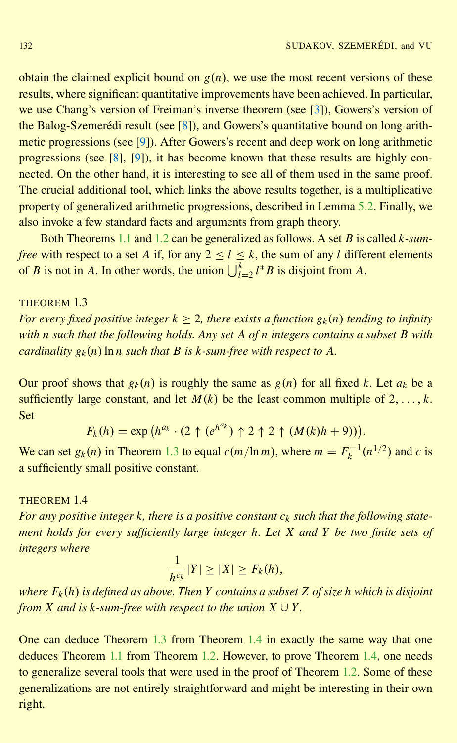obtain the claimed explicit bound on $g(n)$, we use the most recent versions of these results, where significant quantitative improvements have been achieved. In particular, we use Chang's version of Freiman's inverse theorem (see [3]), Gowers's version of the Balog-Szemerédi result (see [8]), and Gowers's quantitative bound on long arithmetic progressions (see [9]). After Gowers's recent and deep work on long arithmetic progressions (see [8], [9]), it has become known that these results are highly connected. On the other hand, it is interesting to see all of them used in the same proof. The crucial additional tool, which links the above results together, is a multiplicative property of generalized arithmetic progressions, described in Lemma 5.2. Finally, we also invoke a few standard facts and arguments from graph theory.

Both Theorems 1.1 and 1.2 can be generalized as follows. A set $B$ is called *$k$-sum-free* with respect to a set $A$ if, for any $2 \leq l \leq k$, the sum of any $l$ different elements of $B$ is not in $A$. In other words, the union $\bigcup_{l=2}^{k} l^* B$ is disjoint from $A$.

THEOREM 1.3

*For every fixed positive integer $k \geq 2$, there exists a function $g_k(n)$ tending to infinity with $n$ such that the following holds. Any set $A$ of $n$ integers contains a subset $B$ with cardinality $g_k(n) \ln n$ such that $B$ is $k$-sum-free with respect to $A$.*

Our proof shows that $g_k(n)$ is roughly the same as $g(n)$ for all fixed $k$. Let $a_k$ be a sufficiently large constant, and let $M(k)$ be the least common multiple of $2, \dots, k$. Set

$$F_k(h) = \exp\left(h^{a_k} \cdot (2 \uparrow (e^{h^{a_k}}) \uparrow 2 \uparrow 2 \uparrow (M(k)h + 9))\right).$$

We can set $g_k(n)$ in Theorem 1.3 to equal $c(m/\ln m)$, where $m = F_k^{-1}(n^{1/2})$ and $c$ is a sufficiently small positive constant.

THEOREM 1.4

*For any positive integer $k$, there is a positive constant $c_k$ such that the following statement holds for every sufficiently large integer $h$. Let $X$ and $Y$ be two finite sets of integers where*

$$\frac{1}{h^{c_k}}|Y| \geq |X| \geq F_k(h),$$

*where $F_k(h)$ is defined as above. Then $Y$ contains a subset $Z$ of size $h$ which is disjoint from $X$ and is $k$-sum-free with respect to the union $X \cup Y$.*

One can deduce Theorem 1.3 from Theorem 1.4 in exactly the same way that one deduces Theorem 1.1 from Theorem 1.2. However, to prove Theorem 1.4, one needs to generalize several tools that were used in the proof of Theorem 1.2. Some of these generalizations are not entirely straightforward and might be interesting in their own right.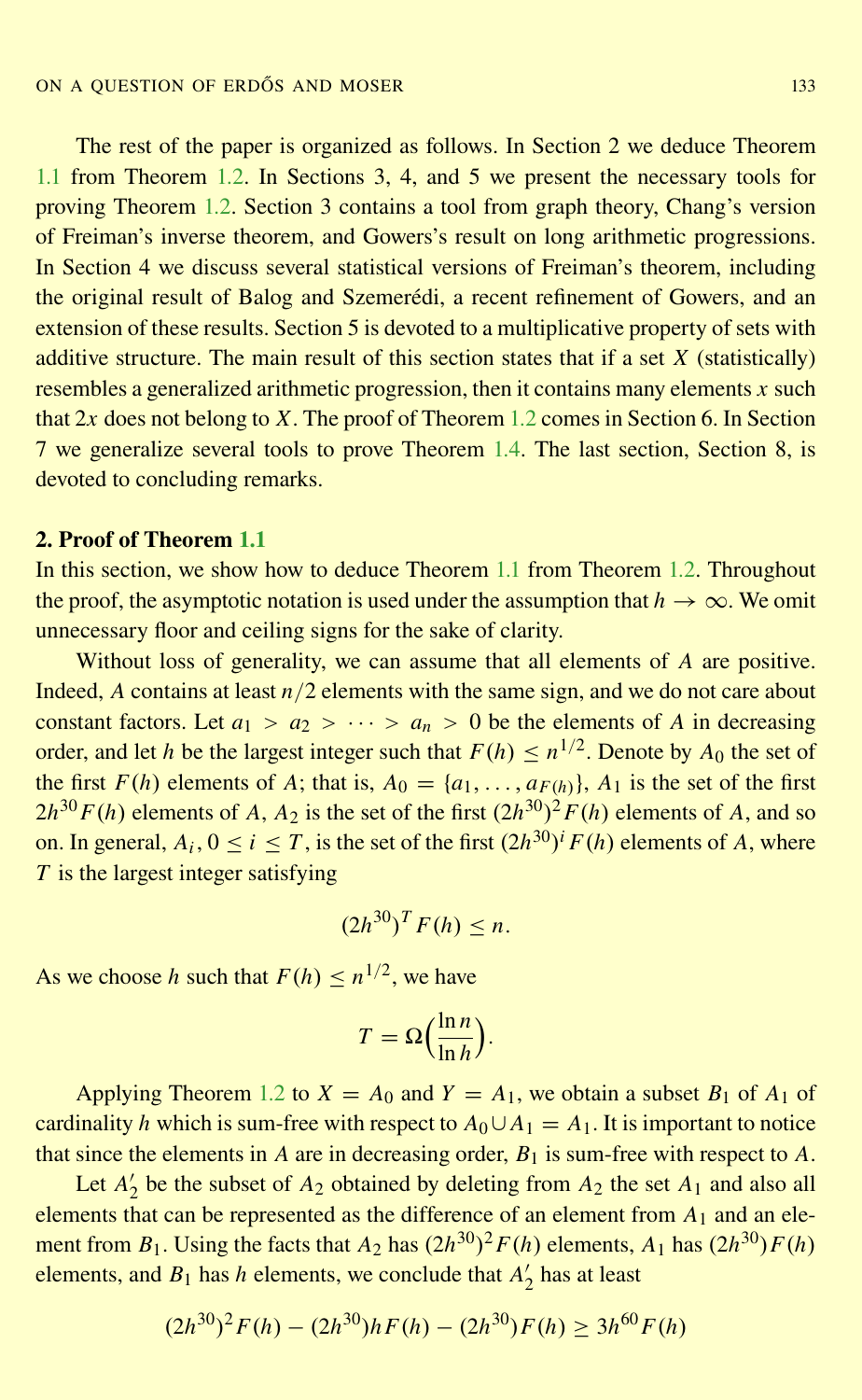The rest of the paper is organized as follows. In Section 2 we deduce Theorem 1.1 from Theorem 1.2. In Sections 3, 4, and 5 we present the necessary tools for proving Theorem 1.2. Section 3 contains a tool from graph theory, Chang's version of Freiman's inverse theorem, and Gowers's result on long arithmetic progressions. In Section 4 we discuss several statistical versions of Freiman's theorem, including the original result of Balog and Szemerédi, a recent refinement of Gowers, and an extension of these results. Section 5 is devoted to a multiplicative property of sets with additive structure. The main result of this section states that if a set $X$ (statistically) resembles a generalized arithmetic progression, then it contains many elements $x$ such that $2x$ does not belong to $X$. The proof of Theorem 1.2 comes in Section 6. In Section 7 we generalize several tools to prove Theorem 1.4. The last section, Section 8, is devoted to concluding remarks.

## 2. Proof of Theorem 1.1

In this section, we show how to deduce Theorem 1.1 from Theorem 1.2. Throughout the proof, the asymptotic notation is used under the assumption that $h \to \infty$. We omit unnecessary floor and ceiling signs for the sake of clarity.

Without loss of generality, we can assume that all elements of $A$ are positive. Indeed, $A$ contains at least $n/2$ elements with the same sign, and we do not care about constant factors. Let $a_1 > a_2 > \cdots > a_n > 0$ be the elements of $A$ in decreasing order, and let $h$ be the largest integer such that $F(h) \leq n^{1/2}$. Denote by $A_0$ the set of the first $F(h)$ elements of $A$; that is, $A_0 = \{a_1, \ldots, a_{F(h)}\}$, $A_1$ is the set of the first $2h^{30}F(h)$ elements of $A$, $A_2$ is the set of the first $(2h^{30})^2F(h)$ elements of $A$, and so on. In general, $A_i$, $0 \leq i \leq T$, is the set of the first $(2h^{30})^iF(h)$ elements of $A$, where $T$ is the largest integer satisfying

$$(2h^{30})^T F(h) \leq n.$$

As we choose $h$ such that $F(h) \leq n^{1/2}$, we have

$$T = \Omega\Big(\frac{\ln n}{\ln h}\Big).$$

Applying Theorem 1.2 to $X = A_0$ and $Y = A_1$, we obtain a subset $B_1$ of $A_1$ of cardinality $h$ which is sum-free with respect to $A_0 \cup A_1 = A_1$. It is important to notice that since the elements in $A$ are in decreasing order, $B_1$ is sum-free with respect to $A$.

Let $A_2'$ be the subset of $A_2$ obtained by deleting from $A_2$ the set $A_1$ and also all elements that can be represented as the difference of an element from $A_1$ and an element from $B_1$. Using the facts that $A_2$ has $(2h^{30})^2F(h)$ elements, $A_1$ has $(2h^{30})F(h)$ elements, and $B_1$ has $h$ elements, we conclude that $A_2'$ has at least

$$(2h^{30})^2F(h) - (2h^{30})hF(h) - (2h^{30})F(h) \geq 3h^{60}F(h)$$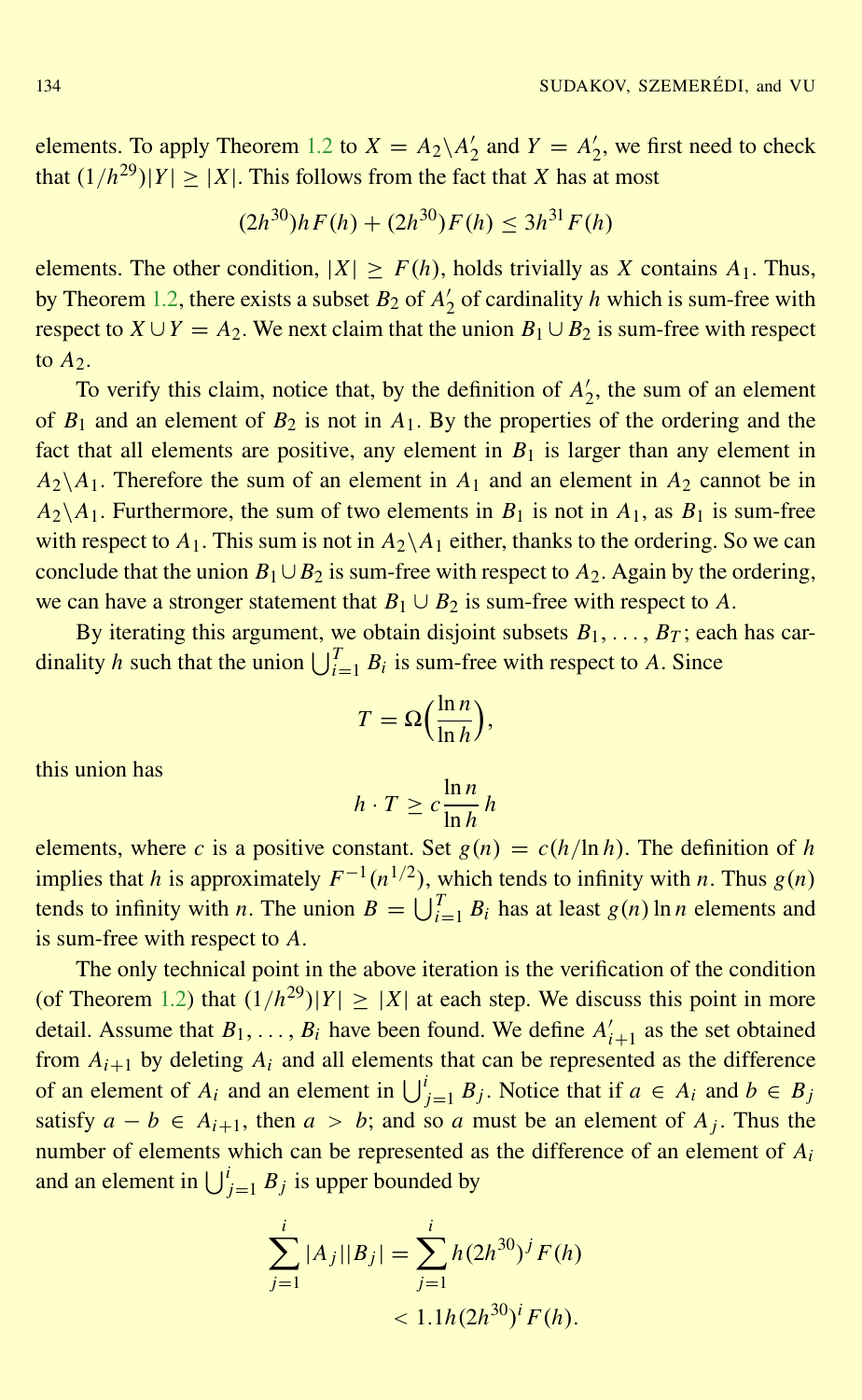elements. To apply Theorem 1.2 to $X = A_2 \backslash A'_2$ and $Y = A'_2$, we first need to check that $(1/h^{29})|Y| \geq |X|$. This follows from the fact that $X$ has at most

$$(2h^{30})hF(h) + (2h^{30})F(h) \leq 3h^{31}F(h)$$

elements. The other condition, $|X| \geq F(h)$, holds trivially as $X$ contains $A_1$. Thus, by Theorem 1.2, there exists a subset $B_2$ of $A'_2$ of cardinality $h$ which is sum-free with respect to $X \cup Y = A_2$. We next claim that the union $B_1 \cup B_2$ is sum-free with respect to $A_2$.

To verify this claim, notice that, by the definition of $A'_2$, the sum of an element of $B_1$ and an element of $B_2$ is not in $A_1$. By the properties of the ordering and the fact that all elements are positive, any element in $B_1$ is larger than any element in $A_2 \backslash A_1$. Therefore the sum of an element in $A_1$ and an element in $A_2$ cannot be in $A_2 \backslash A_1$. Furthermore, the sum of two elements in $B_1$ is not in $A_1$, as $B_1$ is sum-free with respect to $A_1$. This sum is not in $A_2 \backslash A_1$ either, thanks to the ordering. So we can conclude that the union $B_1 \cup B_2$ is sum-free with respect to $A_2$. Again by the ordering, we can have a stronger statement that $B_1 \cup B_2$ is sum-free with respect to $A$.

By iterating this argument, we obtain disjoint subsets $B_1, \ldots, B_T$; each has cardinality $h$ such that the union $\bigcup_{i=1}^{T} B_i$ is sum-free with respect to $A$. Since

$$T = \Omega\Big(\frac{\ln n}{\ln h}\Big),$$

this union has

$$h \cdot T \geq c\frac{\ln n}{\ln h}\, h$$

elements, where $c$ is a positive constant. Set $g(n) = c(h/\ln h)$. The definition of $h$ implies that $h$ is approximately $F^{-1}(n^{1/2})$, which tends to infinity with $n$. Thus $g(n)$ tends to infinity with $n$. The union $B = \bigcup_{i=1}^{T} B_i$ has at least $g(n)\ln n$ elements and is sum-free with respect to $A$.

The only technical point in the above iteration is the verification of the condition (of Theorem 1.2) that $(1/h^{29})|Y| \geq |X|$ at each step. We discuss this point in more detail. Assume that $B_1, \ldots, B_i$ have been found. We define $A'_{i+1}$ as the set obtained from $A_{i+1}$ by deleting $A_i$ and all elements that can be represented as the difference of an element of $A_i$ and an element in $\bigcup_{j=1}^{i} B_j$. Notice that if $a \in A_i$ and $b \in B_j$ satisfy $a - b \in A_{i+1}$, then $a > b$; and so $a$ must be an element of $A_j$. Thus the number of elements which can be represented as the difference of an element of $A_i$ and an element in $\bigcup_{j=1}^{i} B_j$ is upper bounded by

$$\sum_{j=1}^{i} |A_j||B_j| = \sum_{j=1}^{i} h(2h^{30})^j F(h) < 1.1h(2h^{30})^i F(h).$$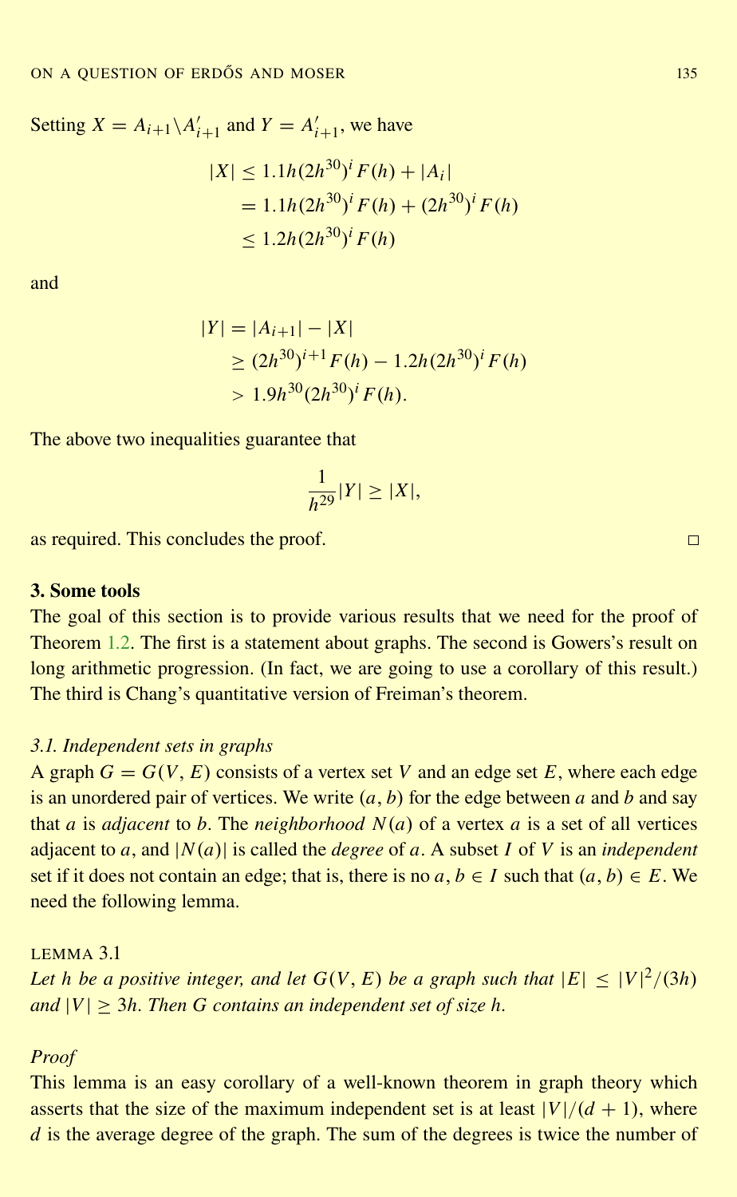Setting $X = A_{i+1} \backslash A'_{i+1}$ and $Y = A'_{i+1}$, we have

$$
\begin{aligned}
|X| &\leq 1.1h(2h^{30})^i F(h) + |A_i| \\
&= 1.1h(2h^{30})^i F(h) + (2h^{30})^i F(h) \\
&\leq 1.2h(2h^{30})^i F(h)
\end{aligned}
$$

and

$$
\begin{aligned}
|Y| &= |A_{i+1}| - |X| \\
&\geq (2h^{30})^{i+1} F(h) - 1.2h(2h^{30})^i F(h) \\
&> 1.9h^{30}(2h^{30})^i F(h).
\end{aligned}
$$

The above two inequalities guarantee that

$$
\frac{1}{h^{29}}|Y| \geq |X|,
$$

as required. This concludes the proof. □

## 3. Some tools

The goal of this section is to provide various results that we need for the proof of Theorem 1.2. The first is a statement about graphs. The second is Gowers's result on long arithmetic progression. (In fact, we are going to use a corollary of this result.) The third is Chang's quantitative version of Freiman's theorem.

### *3.1. Independent sets in graphs*

A graph $G = G(V, E)$ consists of a vertex set $V$ and an edge set $E$, where each edge is an unordered pair of vertices. We write $(a, b)$ for the edge between $a$ and $b$ and say that $a$ is *adjacent* to $b$. The *neighborhood* $N(a)$ of a vertex $a$ is a set of all vertices adjacent to $a$, and $|N(a)|$ is called the *degree* of $a$. A subset $I$ of $V$ is an *independent* set if it does not contain an edge; that is, there is no $a, b \in I$ such that $(a, b) \in E$. We need the following lemma.

LEMMA 3.1

*Let $h$ be a positive integer, and let $G(V, E)$ be a graph such that $|E| \leq |V|^2/(3h)$ and $|V| \geq 3h$. Then $G$ contains an independent set of size $h$.*

*Proof*

This lemma is an easy corollary of a well-known theorem in graph theory which asserts that the size of the maximum independent set is at least $|V|/(d + 1)$, where $d$ is the average degree of the graph. The sum of the degrees is twice the number of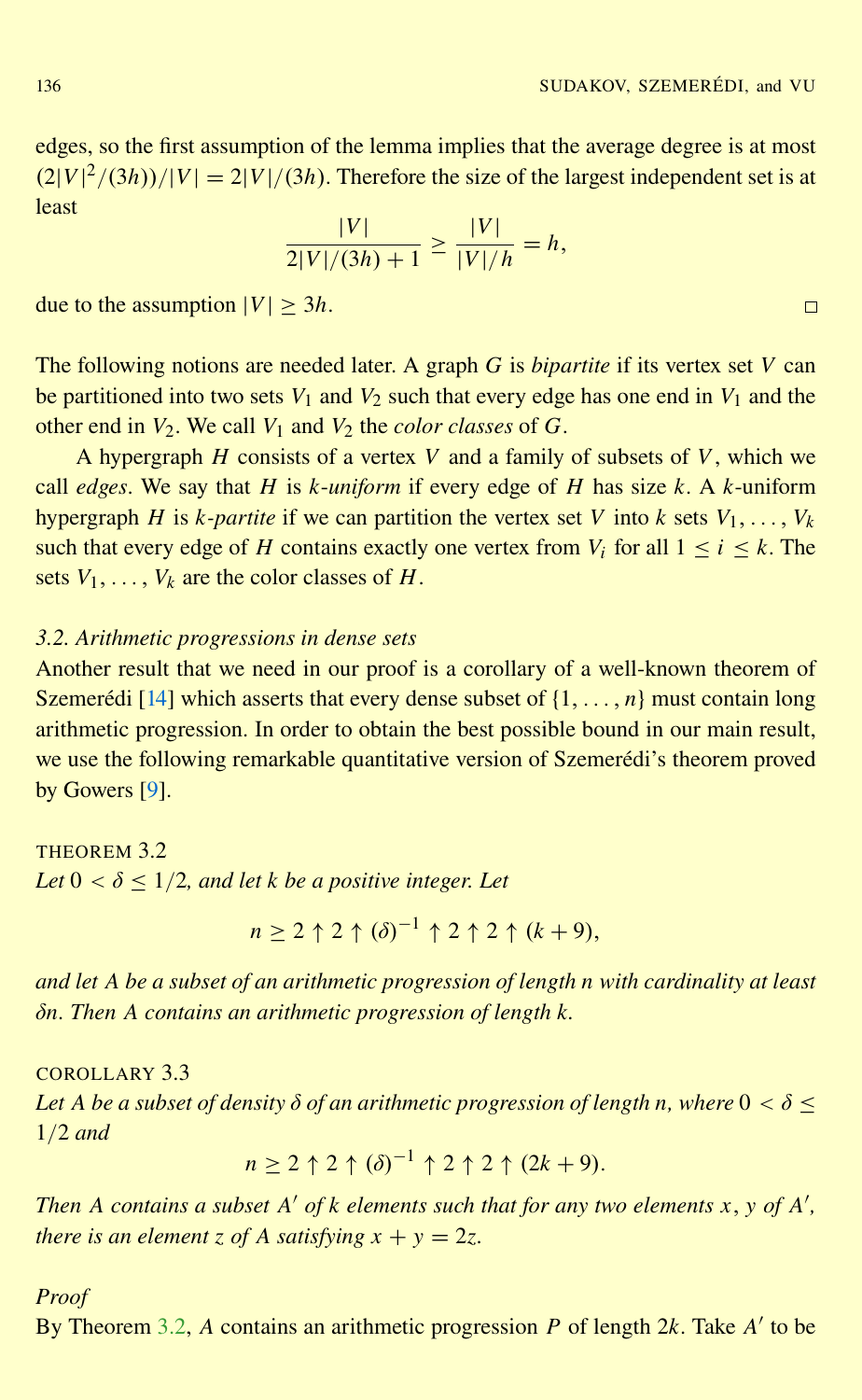edges, so the first assumption of the lemma implies that the average degree is at most $(2|V|^2/(3h))/|V| = 2|V|/(3h)$. Therefore the size of the largest independent set is at least

$$\frac{|V|}{2|V|/(3h)+1} \geq \frac{|V|}{|V|/h} = h,$$

due to the assumption $|V| \geq 3h$. □

The following notions are needed later. A graph $G$ is *bipartite* if its vertex set $V$ can be partitioned into two sets $V_1$ and $V_2$ such that every edge has one end in $V_1$ and the other end in $V_2$. We call $V_1$ and $V_2$ the *color classes* of $G$.

A hypergraph $H$ consists of a vertex $V$ and a family of subsets of $V$, which we call *edges*. We say that $H$ is $k$*-uniform* if every edge of $H$ has size $k$. A $k$-uniform hypergraph $H$ is $k$*-partite* if we can partition the vertex set $V$ into $k$ sets $V_1, \ldots, V_k$ such that every edge of $H$ contains exactly one vertex from $V_i$ for all $1 \leq i \leq k$. The sets $V_1, \ldots, V_k$ are the color classes of $H$.

### *3.2. Arithmetic progressions in dense sets*

Another result that we need in our proof is a corollary of a well-known theorem of Szemerédi [14] which asserts that every dense subset of $\{1, \ldots, n\}$ must contain long arithmetic progression. In order to obtain the best possible bound in our main result, we use the following remarkable quantitative version of Szemerédi's theorem proved by Gowers [9].

THEOREM 3.2
*Let $0 < \delta \leq 1/2$, and let $k$ be a positive integer. Let*

$$n \geq 2 \uparrow 2 \uparrow (\delta)^{-1} \uparrow 2 \uparrow 2 \uparrow (k+9),$$

*and let $A$ be a subset of an arithmetic progression of length $n$ with cardinality at least $\delta n$. Then $A$ contains an arithmetic progression of length $k$.*

COROLLARY 3.3
*Let $A$ be a subset of density $\delta$ of an arithmetic progression of length $n$, where $0 < \delta \leq 1/2$ and*

$$n \geq 2 \uparrow 2 \uparrow (\delta)^{-1} \uparrow 2 \uparrow 2 \uparrow (2k+9).$$

*Then $A$ contains a subset $A'$ of $k$ elements such that for any two elements $x, y$ of $A'$, there is an element $z$ of $A$ satisfying $x + y = 2z$.*

*Proof*
By Theorem 3.2, $A$ contains an arithmetic progression $P$ of length $2k$. Take $A'$ to be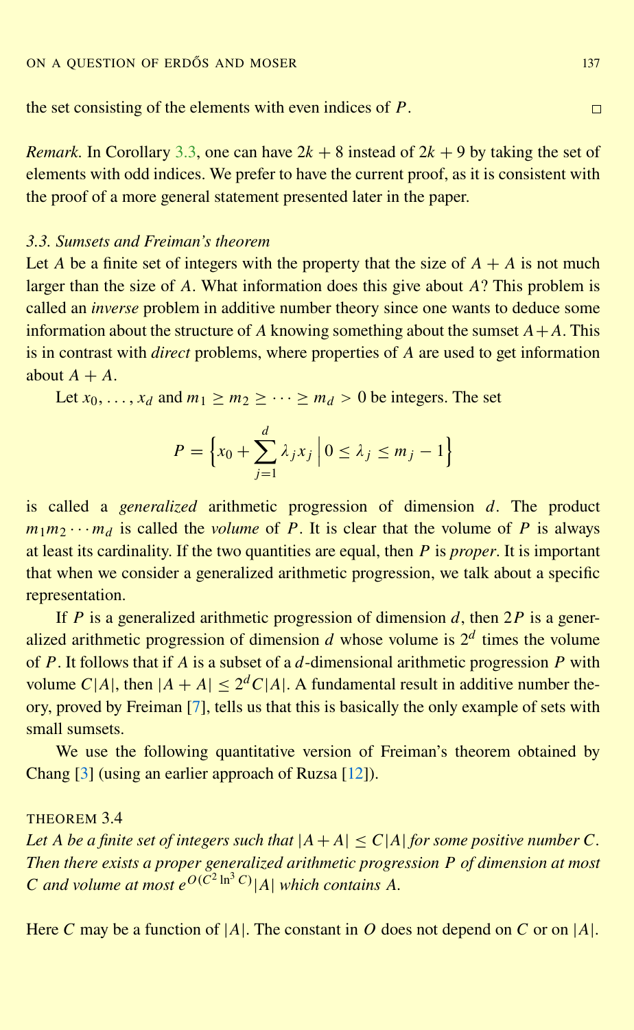the set consisting of the elements with even indices of $P$. □

*Remark.* In Corollary 3.3, one can have $2k + 8$ instead of $2k + 9$ by taking the set of elements with odd indices. We prefer to have the current proof, as it is consistent with the proof of a more general statement presented later in the paper.

### *3.3. Sumsets and Freiman's theorem*

Let $A$ be a finite set of integers with the property that the size of $A + A$ is not much larger than the size of $A$. What information does this give about $A$? This problem is called an *inverse* problem in additive number theory since one wants to deduce some information about the structure of $A$ knowing something about the sumset $A+A$. This is in contrast with *direct* problems, where properties of $A$ are used to get information about $A + A$.

Let $x_0, \ldots, x_d$ and $m_1 \geq m_2 \geq \cdots \geq m_d > 0$ be integers. The set

$$P = \Big\{ x_0 + \sum_{j=1}^{d} \lambda_j x_j \,\Big|\, 0 \leq \lambda_j \leq m_j - 1 \Big\}$$

is called a *generalized* arithmetic progression of dimension $d$. The product $m_1 m_2 \cdots m_d$ is called the *volume* of $P$. It is clear that the volume of $P$ is always at least its cardinality. If the two quantities are equal, then $P$ is *proper*. It is important that when we consider a generalized arithmetic progression, we talk about a specific representation.

If $P$ is a generalized arithmetic progression of dimension $d$, then $2P$ is a generalized arithmetic progression of dimension $d$ whose volume is $2^d$ times the volume of $P$. It follows that if $A$ is a subset of a $d$-dimensional arithmetic progression $P$ with volume $C|A|$, then $|A + A| \leq 2^d C|A|$. A fundamental result in additive number theory, proved by Freiman [7], tells us that this is basically the only example of sets with small sumsets.

We use the following quantitative version of Freiman's theorem obtained by Chang [3] (using an earlier approach of Ruzsa [12]).

THEOREM 3.4

*Let $A$ be a finite set of integers such that $|A+A| \leq C|A|$ for some positive number $C$. Then there exists a proper generalized arithmetic progression $P$ of dimension at most $C$ and volume at most $e^{O(C^2 \ln^3 C)}|A|$ which contains $A$.*

Here $C$ may be a function of $|A|$. The constant in $O$ does not depend on $C$ or on $|A|$.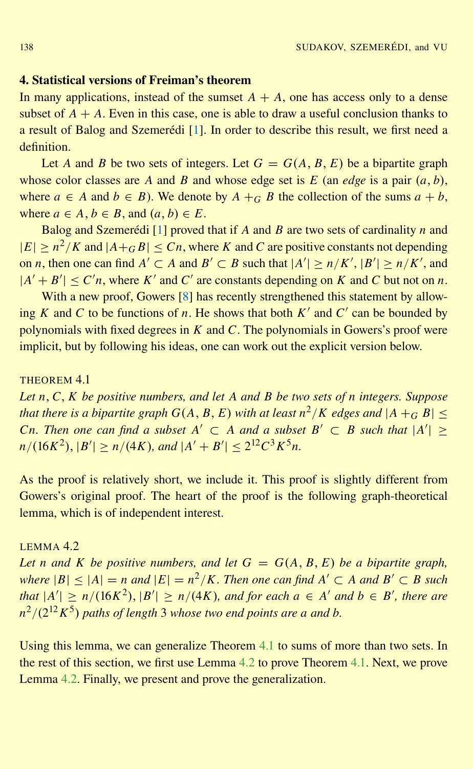## 4. Statistical versions of Freiman's theorem

In many applications, instead of the sumset $A + A$, one has access only to a dense subset of $A + A$. Even in this case, one is able to draw a useful conclusion thanks to a result of Balog and Szemerédi [1]. In order to describe this result, we first need a definition.

Let $A$ and $B$ be two sets of integers. Let $G = G(A, B, E)$ be a bipartite graph whose color classes are $A$ and $B$ and whose edge set is $E$ (an *edge* is a pair $(a, b)$, where $a \in A$ and $b \in B$). We denote by $A +_G B$ the collection of the sums $a + b$, where $a \in A$, $b \in B$, and $(a, b) \in E$.

Balog and Szemerédi [1] proved that if $A$ and $B$ are two sets of cardinality $n$ and $|E| \geq n^2/K$ and $|A +_G B| \leq Cn$, where $K$ and $C$ are positive constants not depending on $n$, then one can find $A' \subset A$ and $B' \subset B$ such that $|A'| \geq n/K'$, $|B'| \geq n/K'$, and $|A' + B'| \leq C'n$, where $K'$ and $C'$ are constants depending on $K$ and $C$ but not on $n$.

With a new proof, Gowers [8] has recently strengthened this statement by allowing $K$ and $C$ to be functions of $n$. He shows that both $K'$ and $C'$ can be bounded by polynomials with fixed degrees in $K$ and $C$. The polynomials in Gowers's proof were implicit, but by following his ideas, one can work out the explicit version below.

THEOREM 4.1

*Let $n, C, K$ be positive numbers, and let $A$ and $B$ be two sets of $n$ integers. Suppose that there is a bipartite graph $G(A, B, E)$ with at least $n^2/K$ edges and $|A +_G B| \leq Cn$. Then one can find a subset $A' \subset A$ and a subset $B' \subset B$ such that $|A'| \geq n/(16K^2)$, $|B'| \geq n/(4K)$, and $|A' + B'| \leq 2^{12}C^3K^5n$.*

As the proof is relatively short, we include it. This proof is slightly different from Gowers's original proof. The heart of the proof is the following graph-theoretical lemma, which is of independent interest.

LEMMA 4.2

*Let $n$ and $K$ be positive numbers, and let $G = G(A, B, E)$ be a bipartite graph, where $|B| \leq |A| = n$ and $|E| = n^2/K$. Then one can find $A' \subset A$ and $B' \subset B$ such that $|A'| \geq n/(16K^2)$, $|B'| \geq n/(4K)$, and for each $a \in A'$ and $b \in B'$, there are $n^2/(2^{12}K^5)$ paths of length 3 whose two end points are $a$ and $b$.*

Using this lemma, we can generalize Theorem 4.1 to sums of more than two sets. In the rest of this section, we first use Lemma 4.2 to prove Theorem 4.1. Next, we prove Lemma 4.2. Finally, we present and prove the generalization.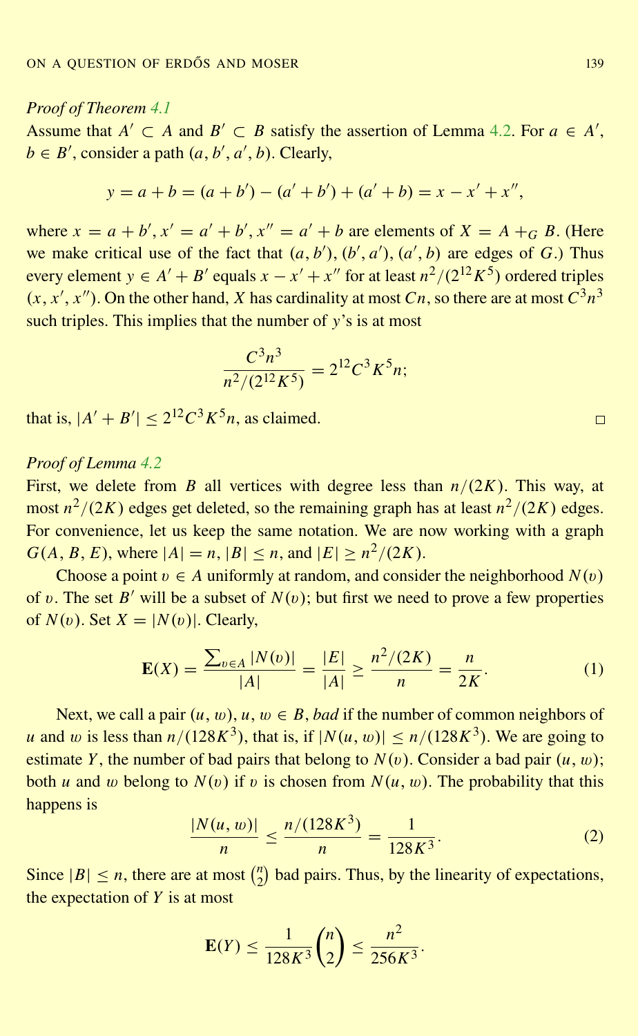*Proof of Theorem 4.1*

Assume that $A' \subset A$ and $B' \subset B$ satisfy the assertion of Lemma 4.2. For $a \in A'$, $b \in B'$, consider a path $(a, b', a', b)$. Clearly,

$$y = a + b = (a + b') - (a' + b') + (a' + b) = x - x' + x'',$$

where $x = a + b'$, $x' = a' + b'$, $x'' = a' + b$ are elements of $X = A +_G B$. (Here we make critical use of the fact that $(a, b')$, $(b', a')$, $(a', b)$ are edges of $G$.) Thus every element $y \in A' + B'$ equals $x - x' + x''$ for at least $n^2/(2^{12}K^5)$ ordered triples $(x, x', x'')$. On the other hand, $X$ has cardinality at most $Cn$, so there are at most $C^3n^3$ such triples. This implies that the number of $y$'s is at most

$$\frac{C^3n^3}{n^2/(2^{12}K^5)} = 2^{12}C^3K^5n;$$

that is, $|A' + B'| \leq 2^{12}C^3K^5n$, as claimed. □

*Proof of Lemma 4.2*

First, we delete from $B$ all vertices with degree less than $n/(2K)$. This way, at most $n^2/(2K)$ edges get deleted, so the remaining graph has at least $n^2/(2K)$ edges. For convenience, let us keep the same notation. We are now working with a graph $G(A, B, E)$, where $|A| = n$, $|B| \leq n$, and $|E| \geq n^2/(2K)$.

Choose a point $v \in A$ uniformly at random, and consider the neighborhood $N(v)$ of $v$. The set $B'$ will be a subset of $N(v)$; but first we need to prove a few properties of $N(v)$. Set $X = |N(v)|$. Clearly,

$$\mathbf{E}(X) = \frac{\sum_{v \in A} |N(v)|}{|A|} = \frac{|E|}{|A|} \geq \frac{n^2/(2K)}{n} = \frac{n}{2K}. \tag{1}$$

Next, we call a pair $(u, w)$, $u, w \in B$, *bad* if the number of common neighbors of $u$ and $w$ is less than $n/(128K^3)$, that is, if $|N(u, w)| \leq n/(128K^3)$. We are going to estimate $Y$, the number of bad pairs that belong to $N(v)$. Consider a bad pair $(u, w)$; both $u$ and $w$ belong to $N(v)$ if $v$ is chosen from $N(u, w)$. The probability that this happens is

$$\frac{|N(u, w)|}{n} \leq \frac{n/(128K^3)}{n} = \frac{1}{128K^3}. \tag{2}$$

Since $|B| \leq n$, there are at most $\binom{n}{2}$ bad pairs. Thus, by the linearity of expectations, the expectation of $Y$ is at most

$$\mathbf{E}(Y) \leq \frac{1}{128K^3}\binom{n}{2} \leq \frac{n^2}{256K^3}.$$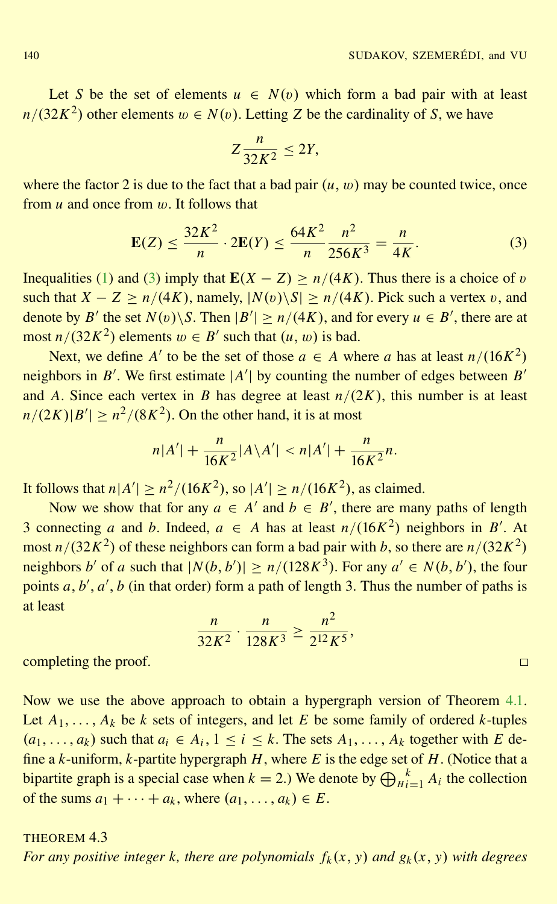Let $S$ be the set of elements $u \in N(v)$ which form a bad pair with at least $n/(32K^2)$ other elements $w \in N(v)$. Letting $Z$ be the cardinality of $S$, we have

$$Z\frac{n}{32K^2} \le 2Y,$$

where the factor 2 is due to the fact that a bad pair $(u, w)$ may be counted twice, once from $u$ and once from $w$. It follows that

$$\mathbf{E}(Z) \le \frac{32K^2}{n} \cdot 2\mathbf{E}(Y) \le \frac{64K^2}{n}\frac{n^2}{256K^3} = \frac{n}{4K}. \tag{3}$$

Inequalities (1) and (3) imply that $\mathbf{E}(X - Z) \ge n/(4K)$. Thus there is a choice of $v$ such that $X - Z \ge n/(4K)$, namely, $|N(v)\backslash S| \ge n/(4K)$. Pick such a vertex $v$, and denote by $B'$ the set $N(v)\backslash S$. Then $|B'| \ge n/(4K)$, and for every $u \in B'$, there are at most $n/(32K^2)$ elements $w \in B'$ such that $(u, w)$ is bad.

Next, we define $A'$ to be the set of those $a \in A$ where $a$ has at least $n/(16K^2)$ neighbors in $B'$. We first estimate $|A'|$ by counting the number of edges between $B'$ and $A$. Since each vertex in $B$ has degree at least $n/(2K)$, this number is at least $n/(2K)|B'| \ge n^2/(8K^2)$. On the other hand, it is at most

$$n|A'| + \frac{n}{16K^2}|A\backslash A'| < n|A'| + \frac{n}{16K^2}n.$$

It follows that $n|A'| \ge n^2/(16K^2)$, so $|A'| \ge n/(16K^2)$, as claimed.

Now we show that for any $a \in A'$ and $b \in B'$, there are many paths of length 3 connecting $a$ and $b$. Indeed, $a \in A$ has at least $n/(16K^2)$ neighbors in $B'$. At most $n/(32K^2)$ of these neighbors can form a bad pair with $b$, so there are $n/(32K^2)$ neighbors $b'$ of $a$ such that $|N(b, b')| \ge n/(128K^3)$. For any $a' \in N(b, b')$, the four points $a, b', a', b$ (in that order) form a path of length 3. Thus the number of paths is at least

$$\frac{n}{32K^2} \cdot \frac{n}{128K^3} \ge \frac{n^2}{2^{12}K^5},$$

completing the proof. $\square$

Now we use the above approach to obtain a hypergraph version of Theorem 4.1. Let $A_1, \ldots, A_k$ be $k$ sets of integers, and let $E$ be some family of ordered $k$-tuples $(a_1, \ldots, a_k)$ such that $a_i \in A_i$, $1 \le i \le k$. The sets $A_1, \ldots, A_k$ together with $E$ define a $k$-uniform, $k$-partite hypergraph $H$, where $E$ is the edge set of $H$. (Notice that a bipartite graph is a special case when $k = 2$.) We denote by $\bigoplus_{H\,i=1}^{k} A_i$ the collection of the sums $a_1 + \cdots + a_k$, where $(a_1, \ldots, a_k) \in E$.

THEOREM 4.3

*For any positive integer $k$, there are polynomials $f_k(x, y)$ and $g_k(x, y)$ with degrees*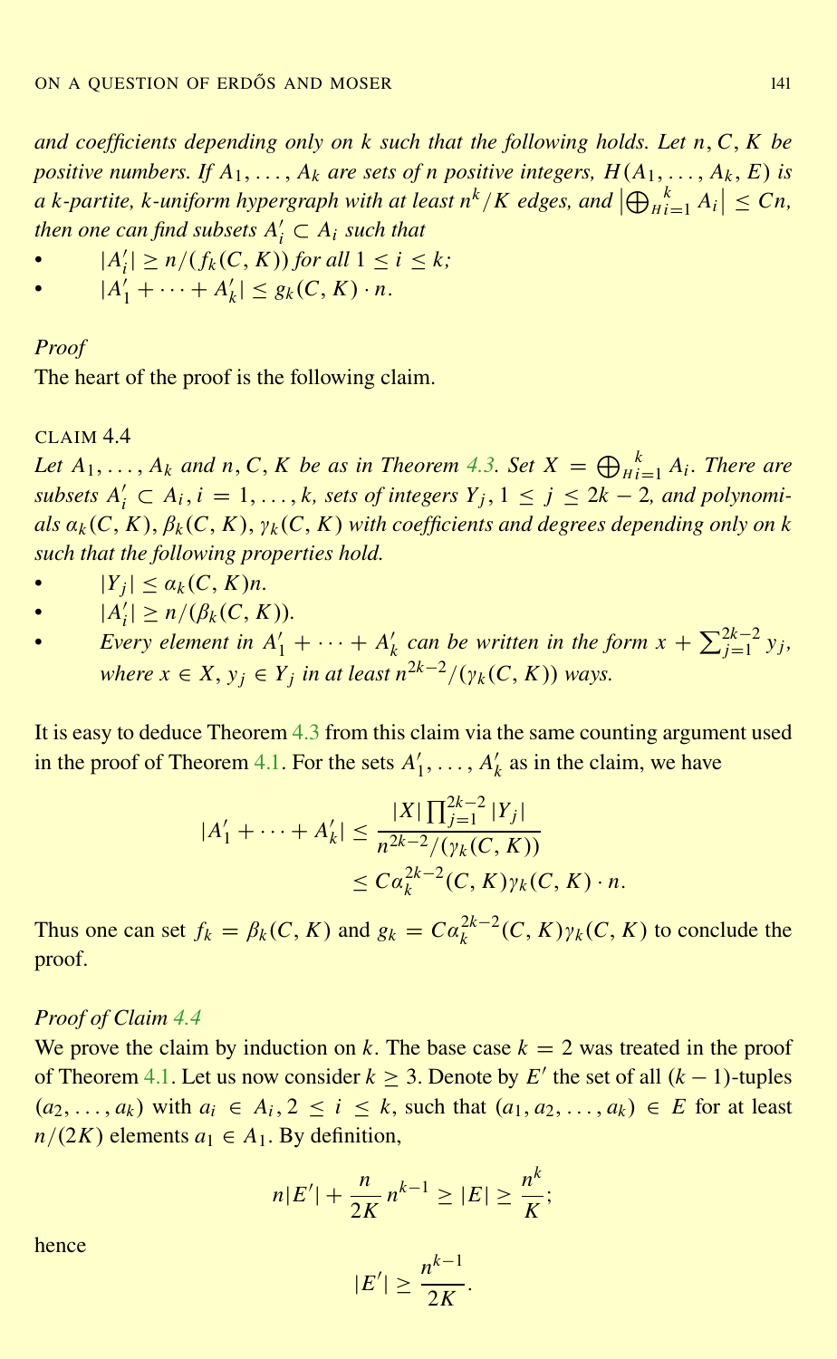*and coefficients depending only on $k$ such that the following holds. Let $n, C, K$ be positive numbers. If $A_1, \ldots, A_k$ are sets of $n$ positive integers, $H(A_1, \ldots, A_k, E)$ is a $k$-partite, $k$-uniform hypergraph with at least $n^k/K$ edges, and $\left|\bigoplus_{H\,i=1}^{\,k} A_i\right| \leq Cn$, then one can find subsets $A'_i \subset A_i$ such that*

- $|A'_i| \geq n/(f_k(C, K))$ *for all* $1 \leq i \leq k$;
- $|A'_1 + \cdots + A'_k| \leq g_k(C, K) \cdot n$.

*Proof*

The heart of the proof is the following claim.

CLAIM 4.4

*Let $A_1, \ldots, A_k$ and $n, C, K$ be as in Theorem 4.3. Set $X = \bigoplus_{H\,i=1}^{\,k} A_i$. There are subsets $A'_i \subset A_i$, $i = 1, \ldots, k$, sets of integers $Y_j$, $1 \leq j \leq 2k-2$, and polynomials $\alpha_k(C, K)$, $\beta_k(C, K)$, $\gamma_k(C, K)$ with coefficients and degrees depending only on $k$ such that the following properties hold.*

- $|Y_j| \leq \alpha_k(C, K)n$.
- $|A'_i| \geq n/(\beta_k(C, K))$.
- *Every element in $A'_1 + \cdots + A'_k$ can be written in the form $x + \sum_{j=1}^{2k-2} y_j$, where $x \in X$, $y_j \in Y_j$ in at least $n^{2k-2}/(\gamma_k(C, K))$ ways.*

It is easy to deduce Theorem 4.3 from this claim via the same counting argument used in the proof of Theorem 4.1. For the sets $A'_1, \ldots, A'_k$ as in the claim, we have

$$
\begin{aligned}
|A'_1 + \cdots + A'_k| &\leq \frac{|X| \prod_{j=1}^{2k-2} |Y_j|}{n^{2k-2}/(\gamma_k(C, K))} \\
&\leq C\alpha_k^{2k-2}(C, K)\gamma_k(C, K) \cdot n.
\end{aligned}
$$

Thus one can set $f_k = \beta_k(C, K)$ and $g_k = C\alpha_k^{2k-2}(C, K)\gamma_k(C, K)$ to conclude the proof.

*Proof of Claim 4.4*

We prove the claim by induction on $k$. The base case $k = 2$ was treated in the proof of Theorem 4.1. Let us now consider $k \geq 3$. Denote by $E'$ the set of all $(k-1)$-tuples $(a_2, \ldots, a_k)$ with $a_i \in A_i, 2 \leq i \leq k$, such that $(a_1, a_2, \ldots, a_k) \in E$ for at least $n/(2K)$ elements $a_1 \in A_1$. By definition,

$$
n|E'| + \frac{n}{2K}\, n^{k-1} \geq |E| \geq \frac{n^k}{K};
$$

hence

$$
|E'| \geq \frac{n^{k-1}}{2K}.
$$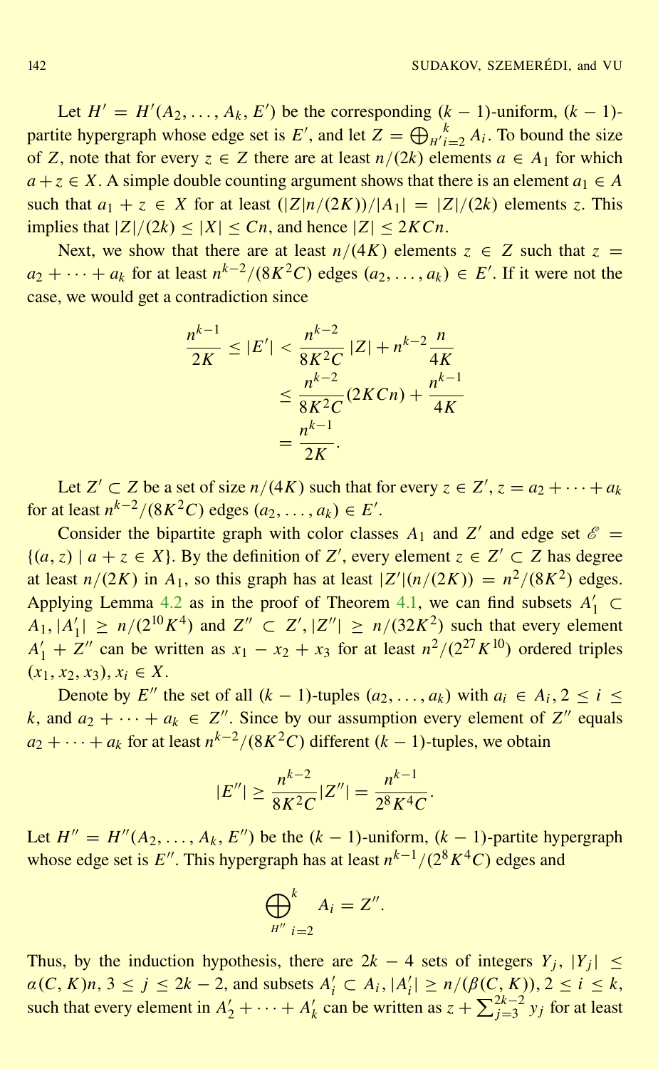Let $H' = H'(A_2, \ldots, A_k, E')$ be the corresponding $(k-1)$-uniform, $(k-1)$-partite hypergraph whose edge set is $E'$, and let $Z = \bigoplus_{H'}{}_{i=2}^{k} A_i$. To bound the size of $Z$, note that for every $z \in Z$ there are at least $n/(2k)$ elements $a \in A_1$ for which $a + z \in X$. A simple double counting argument shows that there is an element $a_1 \in A$ such that $a_1 + z \in X$ for at least $(|Z|n/(2K))/|A_1| = |Z|/(2k)$ elements $z$. This implies that $|Z|/(2k) \leq |X| \leq Cn$, and hence $|Z| \leq 2KCn$.

Next, we show that there are at least $n/(4K)$ elements $z \in Z$ such that $z = a_2 + \cdots + a_k$ for at least $n^{k-2}/(8K^2C)$ edges $(a_2, \ldots, a_k) \in E'$. If it were not the case, we would get a contradiction since

$$
\begin{aligned}
\frac{n^{k-1}}{2K} \leq |E'| &< \frac{n^{k-2}}{8K^2C}\,|Z| + n^{k-2}\frac{n}{4K} \\
&\leq \frac{n^{k-2}}{8K^2C}(2KCn) + \frac{n^{k-1}}{4K} \\
&= \frac{n^{k-1}}{2K}.
\end{aligned}
$$

Let $Z' \subset Z$ be a set of size $n/(4K)$ such that for every $z \in Z'$, $z = a_2 + \cdots + a_k$ for at least $n^{k-2}/(8K^2C)$ edges $(a_2, \ldots, a_k) \in E'$.

Consider the bipartite graph with color classes $A_1$ and $Z'$ and edge set $\mathscr{E} = \{(a, z) \mid a + z \in X\}$. By the definition of $Z'$, every element $z \in Z' \subset Z$ has degree at least $n/(2K)$ in $A_1$, so this graph has at least $|Z'|(n/(2K)) = n^2/(8K^2)$ edges. Applying Lemma 4.2 as in the proof of Theorem 4.1, we can find subsets $A_1' \subset A_1, |A_1'| \geq n/(2^{10}K^4)$ and $Z'' \subset Z', |Z''| \geq n/(32K^2)$ such that every element $A_1' + Z''$ can be written as $x_1 - x_2 + x_3$ for at least $n^2/(2^{27}K^{10})$ ordered triples $(x_1, x_2, x_3), x_i \in X$.

Denote by $E''$ the set of all $(k-1)$-tuples $(a_2, \ldots, a_k)$ with $a_i \in A_i, 2 \leq i \leq k$, and $a_2 + \cdots + a_k \in Z''$. Since by our assumption every element of $Z''$ equals $a_2 + \cdots + a_k$ for at least $n^{k-2}/(8K^2C)$ different $(k-1)$-tuples, we obtain

$$
|E''| \geq \frac{n^{k-2}}{8K^2C}|Z''| = \frac{n^{k-1}}{2^8K^4C}.
$$

Let $H'' = H''(A_2, \ldots, A_k, E'')$ be the $(k-1)$-uniform, $(k-1)$-partite hypergraph whose edge set is $E''$. This hypergraph has at least $n^{k-1}/(2^8K^4C)$ edges and

$$
\bigoplus_{H''}{}_{i=2}^{k} A_i = Z''.
$$

Thus, by the induction hypothesis, there are $2k-4$ sets of integers $Y_j$, $|Y_j| \leq \alpha(C, K)n$, $3 \leq j \leq 2k-2$, and subsets $A_i' \subset A_i, |A_i'| \geq n/(\beta(C, K)), 2 \leq i \leq k$, such that every element in $A_2' + \cdots + A_k'$ can be written as $z + \sum_{j=3}^{2k-2} y_j$ for at least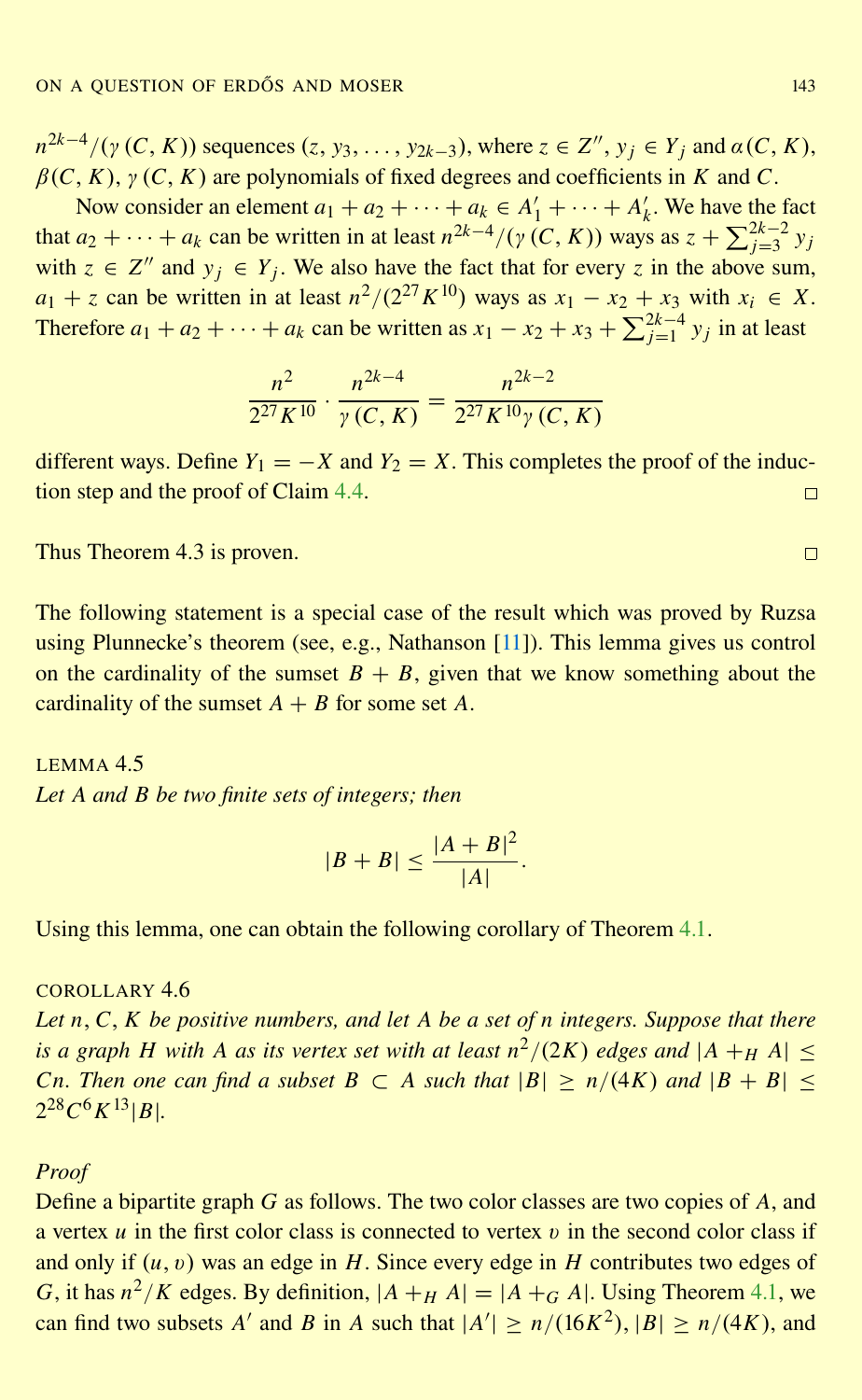$n^{2k-4}/(\gamma(C, K))$ sequences $(z, y_3, \dots, y_{2k-3})$, where $z \in Z''$, $y_j \in Y_j$ and $\alpha(C, K)$, $\beta(C, K)$, $\gamma(C, K)$ are polynomials of fixed degrees and coefficients in $K$ and $C$.

Now consider an element $a_1 + a_2 + \cdots + a_k \in A'_1 + \cdots + A'_k$. We have the fact that $a_2 + \cdots + a_k$ can be written in at least $n^{2k-4}/(\gamma(C, K))$ ways as $z + \sum_{j=3}^{2k-2} y_j$ with $z \in Z''$ and $y_j \in Y_j$. We also have the fact that for every $z$ in the above sum, $a_1 + z$ can be written in at least $n^2/(2^{27}K^{10})$ ways as $x_1 - x_2 + x_3$ with $x_i \in X$. Therefore $a_1 + a_2 + \cdots + a_k$ can be written as $x_1 - x_2 + x_3 + \sum_{j=1}^{2k-4} y_j$ in at least

$$\frac{n^2}{2^{27}K^{10}} \cdot \frac{n^{2k-4}}{\gamma(C, K)} = \frac{n^{2k-2}}{2^{27}K^{10}\gamma(C, K)}$$

different ways. Define $Y_1 = -X$ and $Y_2 = X$. This completes the proof of the induction step and the proof of Claim 4.4. □

Thus Theorem 4.3 is proven. □

The following statement is a special case of the result which was proved by Ruzsa using Plunnecke's theorem (see, e.g., Nathanson [11]). This lemma gives us control on the cardinality of the sumset $B + B$, given that we know something about the cardinality of the sumset $A + B$ for some set $A$.

LEMMA 4.5

*Let $A$ and $B$ be two finite sets of integers; then*

$$|B + B| \leq \frac{|A + B|^2}{|A|}.$$

Using this lemma, one can obtain the following corollary of Theorem 4.1.

COROLLARY 4.6

*Let $n, C, K$ be positive numbers, and let $A$ be a set of $n$ integers. Suppose that there is a graph $H$ with $A$ as its vertex set with at least $n^2/(2K)$ edges and $|A +_H A| \leq Cn$. Then one can find a subset $B \subset A$ such that $|B| \geq n/(4K)$ and $|B + B| \leq 2^{28}C^6K^{13}|B|$.*

*Proof*

Define a bipartite graph $G$ as follows. The two color classes are two copies of $A$, and a vertex $u$ in the first color class is connected to vertex $v$ in the second color class if and only if $(u, v)$ was an edge in $H$. Since every edge in $H$ contributes two edges of $G$, it has $n^2/K$ edges. By definition, $|A +_H A| = |A +_G A|$. Using Theorem 4.1, we can find two subsets $A'$ and $B$ in $A$ such that $|A'| \geq n/(16K^2)$, $|B| \geq n/(4K)$, and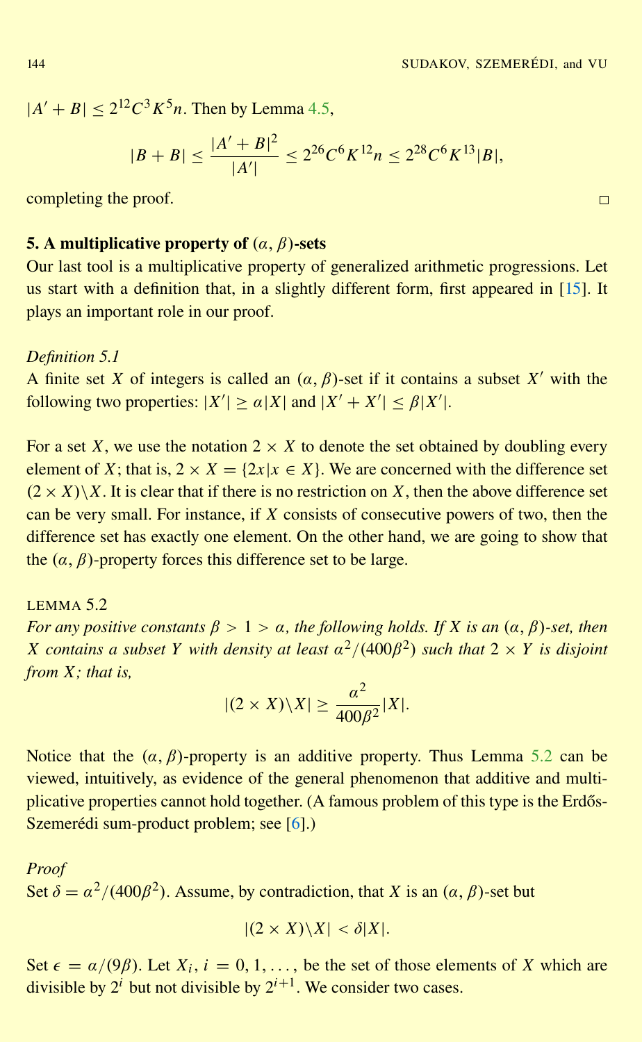$|A' + B| \leq 2^{12}C^3K^5n$. Then by Lemma 4.5,

$$|B + B| \leq \frac{|A' + B|^2}{|A'|} \leq 2^{26}C^6K^{12}n \leq 2^{28}C^6K^{13}|B|,$$

completing the proof. □

## 5. A multiplicative property of $(\alpha, \beta)$-sets

Our last tool is a multiplicative property of generalized arithmetic progressions. Let us start with a definition that, in a slightly different form, first appeared in [15]. It plays an important role in our proof.

*Definition 5.1*

A finite set $X$ of integers is called an $(\alpha, \beta)$-set if it contains a subset $X'$ with the following two properties: $|X'| \geq \alpha|X|$ and $|X' + X'| \leq \beta|X'|$.

For a set $X$, we use the notation $2 \times X$ to denote the set obtained by doubling every element of $X$; that is, $2 \times X = \{2x | x \in X\}$. We are concerned with the difference set $(2 \times X)\backslash X$. It is clear that if there is no restriction on $X$, then the above difference set can be very small. For instance, if $X$ consists of consecutive powers of two, then the difference set has exactly one element. On the other hand, we are going to show that the $(\alpha, \beta)$-property forces this difference set to be large.

LEMMA 5.2

*For any positive constants $\beta > 1 > \alpha$, the following holds. If $X$ is an $(\alpha, \beta)$-set, then $X$ contains a subset $Y$ with density at least $\alpha^2/(400\beta^2)$ such that $2 \times Y$ is disjoint from $X$; that is,*

$$|(2 \times X)\backslash X| \geq \frac{\alpha^2}{400\beta^2}|X|.$$

Notice that the $(\alpha, \beta)$-property is an additive property. Thus Lemma 5.2 can be viewed, intuitively, as evidence of the general phenomenon that additive and multiplicative properties cannot hold together. (A famous problem of this type is the Erdős-Szemerédi sum-product problem; see [6].)

*Proof*

Set $\delta = \alpha^2/(400\beta^2)$. Assume, by contradiction, that $X$ is an $(\alpha, \beta)$-set but

$$|(2 \times X)\backslash X| < \delta|X|.$$

Set $\epsilon = \alpha/(9\beta)$. Let $X_i$, $i = 0, 1, \ldots$, be the set of those elements of $X$ which are divisible by $2^i$ but not divisible by $2^{i+1}$. We consider two cases.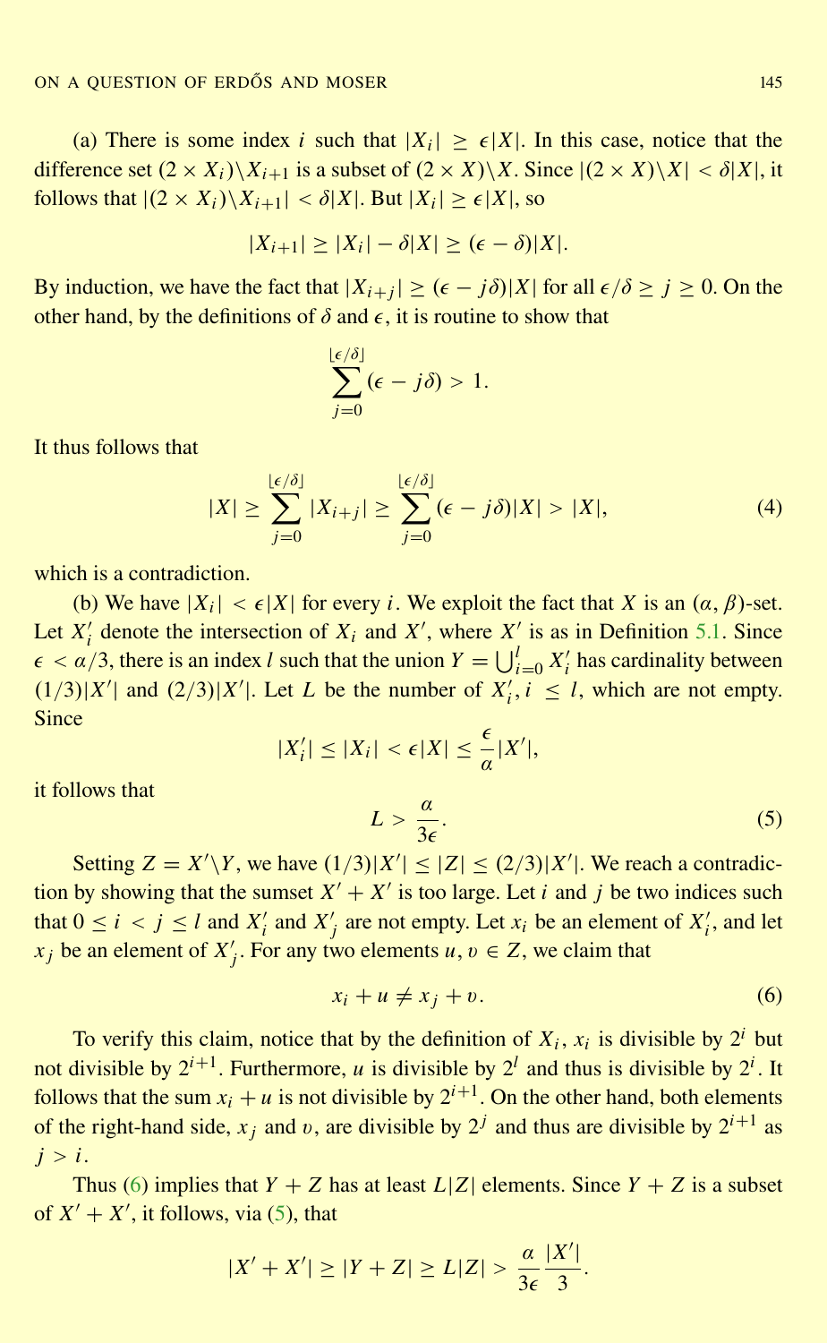(a) There is some index $i$ such that $|X_i| \geq \epsilon|X|$. In this case, notice that the difference set $(2 \times X_i)\backslash X_{i+1}$ is a subset of $(2 \times X)\backslash X$. Since $|(2 \times X)\backslash X| < \delta|X|$, it follows that $|(2 \times X_i)\backslash X_{i+1}| < \delta|X|$. But $|X_i| \geq \epsilon|X|$, so

$$|X_{i+1}| \geq |X_i| - \delta|X| \geq (\epsilon - \delta)|X|.$$

By induction, we have the fact that $|X_{i+j}| \geq (\epsilon - j\delta)|X|$ for all $\epsilon/\delta \geq j \geq 0$. On the other hand, by the definitions of $\delta$ and $\epsilon$, it is routine to show that

$$\sum_{j=0}^{\lfloor \epsilon/\delta \rfloor} (\epsilon - j\delta) > 1.$$

It thus follows that

$$|X| \geq \sum_{j=0}^{\lfloor \epsilon/\delta \rfloor} |X_{i+j}| \geq \sum_{j=0}^{\lfloor \epsilon/\delta \rfloor} (\epsilon - j\delta)|X| > |X|, \tag{4}$$

which is a contradiction.

(b) We have $|X_i| < \epsilon|X|$ for every $i$. We exploit the fact that $X$ is an $(\alpha, \beta)$-set. Let $X'_i$ denote the intersection of $X_i$ and $X'$, where $X'$ is as in Definition 5.1. Since $\epsilon < \alpha/3$, there is an index $l$ such that the union $Y = \bigcup_{i=0}^{l} X'_i$ has cardinality between $(1/3)|X'|$ and $(2/3)|X'|$. Let $L$ be the number of $X'_i$, $i \leq l$, which are not empty. Since

$$|X'_i| \leq |X_i| < \epsilon|X| \leq \frac{\epsilon}{\alpha}|X'|,$$

it follows that

$$L > \frac{\alpha}{3\epsilon}. \tag{5}$$

Setting $Z = X'\backslash Y$, we have $(1/3)|X'| \leq |Z| \leq (2/3)|X'|$. We reach a contradiction by showing that the sumset $X' + X'$ is too large. Let $i$ and $j$ be two indices such that $0 \leq i < j \leq l$ and $X'_i$ and $X'_j$ are not empty. Let $x_i$ be an element of $X'_i$, and let $x_j$ be an element of $X'_j$. For any two elements $u, v \in Z$, we claim that

$$x_i + u \neq x_j + v. \tag{6}$$

To verify this claim, notice that by the definition of $X_i$, $x_i$ is divisible by $2^i$ but not divisible by $2^{i+1}$. Furthermore, $u$ is divisible by $2^l$ and thus is divisible by $2^i$. It follows that the sum $x_i + u$ is not divisible by $2^{i+1}$. On the other hand, both elements of the right-hand side, $x_j$ and $v$, are divisible by $2^j$ and thus are divisible by $2^{i+1}$ as $j > i$.

Thus (6) implies that $Y + Z$ has at least $L|Z|$ elements. Since $Y + Z$ is a subset of $X' + X'$, it follows, via (5), that

$$|X' + X'| \geq |Y + Z| \geq L|Z| > \frac{\alpha}{3\epsilon}\frac{|X'|}{3}.$$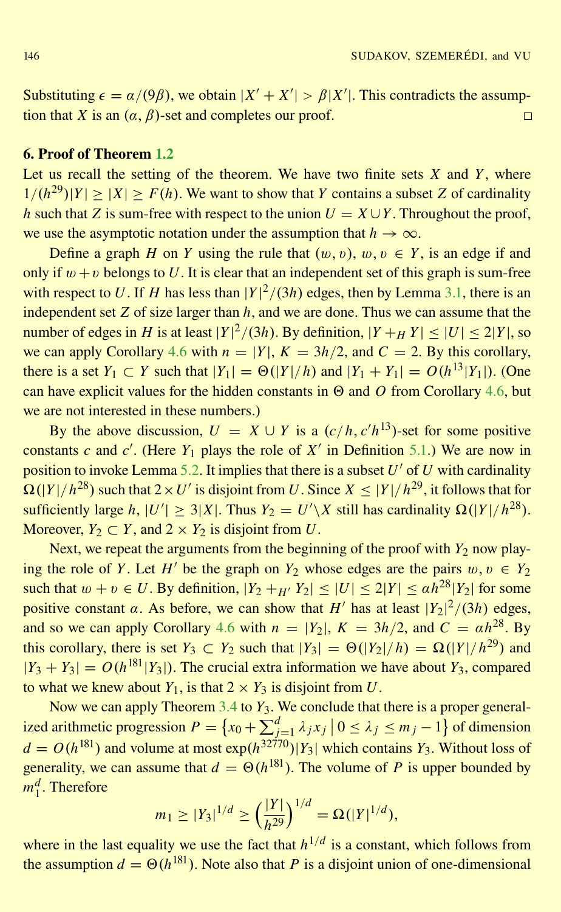Substituting $\epsilon = \alpha/(9\beta)$, we obtain $|X' + X'| > \beta|X'|$. This contradicts the assumption that $X$ is an $(\alpha, \beta)$-set and completes our proof. $\square$

## 6. Proof of Theorem 1.2

Let us recall the setting of the theorem. We have two finite sets $X$ and $Y$, where $1/(h^{29})|Y| \geq |X| \geq F(h)$. We want to show that $Y$ contains a subset $Z$ of cardinality $h$ such that $Z$ is sum-free with respect to the union $U = X \cup Y$. Throughout the proof, we use the asymptotic notation under the assumption that $h \to \infty$.

Define a graph $H$ on $Y$ using the rule that $(w, v)$, $w, v \in Y$, is an edge if and only if $w + v$ belongs to $U$. It is clear that an independent set of this graph is sum-free with respect to $U$. If $H$ has less than $|Y|^2/(3h)$ edges, then by Lemma 3.1, there is an independent set $Z$ of size larger than $h$, and we are done. Thus we can assume that the number of edges in $H$ is at least $|Y|^2/(3h)$. By definition, $|Y +_H Y| \leq |U| \leq 2|Y|$, so we can apply Corollary 4.6 with $n = |Y|$, $K = 3h/2$, and $C = 2$. By this corollary, there is a set $Y_1 \subset Y$ such that $|Y_1| = \Theta(|Y|/h)$ and $|Y_1 + Y_1| = O(h^{13}|Y_1|)$. (One can have explicit values for the hidden constants in $\Theta$ and $O$ from Corollary 4.6, but we are not interested in these numbers.)

By the above discussion, $U = X \cup Y$ is a $(c/h, c'h^{13})$-set for some positive constants $c$ and $c'$. (Here $Y_1$ plays the role of $X'$ in Definition 5.1.) We are now in position to invoke Lemma 5.2. It implies that there is a subset $U'$ of $U$ with cardinality $\Omega(|Y|/h^{28})$ such that $2 \times U'$ is disjoint from $U$. Since $X \leq |Y|/h^{29}$, it follows that for sufficiently large $h$, $|U'| \geq 3|X|$. Thus $Y_2 = U' \backslash X$ still has cardinality $\Omega(|Y|/h^{28})$. Moreover, $Y_2 \subset Y$, and $2 \times Y_2$ is disjoint from $U$.

Next, we repeat the arguments from the beginning of the proof with $Y_2$ now playing the role of $Y$. Let $H'$ be the graph on $Y_2$ whose edges are the pairs $w, v \in Y_2$ such that $w + v \in U$. By definition, $|Y_2 +_{H'} Y_2| \leq |U| \leq 2|Y| \leq \alpha h^{28}|Y_2|$ for some positive constant $\alpha$. As before, we can show that $H'$ has at least $|Y_2|^2/(3h)$ edges, and so we can apply Corollary 4.6 with $n = |Y_2|$, $K = 3h/2$, and $C = \alpha h^{28}$. By this corollary, there is set $Y_3 \subset Y_2$ such that $|Y_3| = \Theta(|Y_2|/h) = \Omega(|Y|/h^{29})$ and $|Y_3 + Y_3| = O(h^{181}|Y_3|)$. The crucial extra information we have about $Y_3$, compared to what we knew about $Y_1$, is that $2 \times Y_3$ is disjoint from $U$.

Now we can apply Theorem 3.4 to $Y_3$. We conclude that there is a proper generalized arithmetic progression $P = \left\{x_0 + \sum_{j=1}^{d} \lambda_j x_j \,\middle|\, 0 \leq \lambda_j \leq m_j - 1\right\}$ of dimension $d = O(h^{181})$ and volume at most $\exp(h^{32770})|Y_3|$ which contains $Y_3$. Without loss of generality, we can assume that $d = \Theta(h^{181})$. The volume of $P$ is upper bounded by $m_1^d$. Therefore

$$m_1 \geq |Y_3|^{1/d} \geq \left(\frac{|Y|}{h^{29}}\right)^{1/d} = \Omega(|Y|^{1/d}),$$

where in the last equality we use the fact that $h^{1/d}$ is a constant, which follows from the assumption $d = \Theta(h^{181})$. Note also that $P$ is a disjoint union of one-dimensional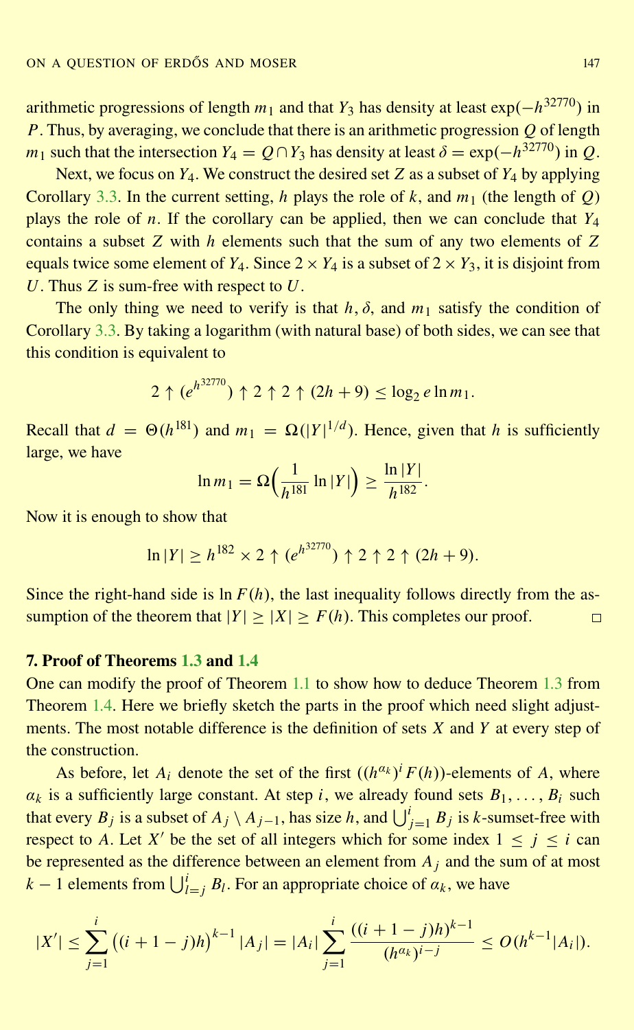arithmetic progressions of length $m_1$ and that $Y_3$ has density at least $\exp(-h^{32770})$ in $P$. Thus, by averaging, we conclude that there is an arithmetic progression $Q$ of length $m_1$ such that the intersection $Y_4 = Q \cap Y_3$ has density at least $\delta = \exp(-h^{32770})$ in $Q$.

Next, we focus on $Y_4$. We construct the desired set $Z$ as a subset of $Y_4$ by applying Corollary 3.3. In the current setting, $h$ plays the role of $k$, and $m_1$ (the length of $Q$) plays the role of $n$. If the corollary can be applied, then we can conclude that $Y_4$ contains a subset $Z$ with $h$ elements such that the sum of any two elements of $Z$ equals twice some element of $Y_4$. Since $2 \times Y_4$ is a subset of $2 \times Y_3$, it is disjoint from $U$. Thus $Z$ is sum-free with respect to $U$.

The only thing we need to verify is that $h, \delta$, and $m_1$ satisfy the condition of Corollary 3.3. By taking a logarithm (with natural base) of both sides, we can see that this condition is equivalent to

$$2 \uparrow (e^{h^{32770}}) \uparrow 2 \uparrow 2 \uparrow (2h+9) \leq \log_2 e \ln m_1.$$

Recall that $d = \Theta(h^{181})$ and $m_1 = \Omega(|Y|^{1/d})$. Hence, given that $h$ is sufficiently large, we have

$$\ln m_1 = \Omega\Big(\frac{1}{h^{181}} \ln |Y|\Big) \geq \frac{\ln |Y|}{h^{182}}.$$

Now it is enough to show that

$$\ln |Y| \geq h^{182} \times 2 \uparrow (e^{h^{32770}}) \uparrow 2 \uparrow 2 \uparrow (2h+9).$$

Since the right-hand side is $\ln F(h)$, the last inequality follows directly from the assumption of the theorem that $|Y| \geq |X| \geq F(h)$. This completes our proof. □

## 7. Proof of Theorems 1.3 and 1.4

One can modify the proof of Theorem 1.1 to show how to deduce Theorem 1.3 from Theorem 1.4. Here we briefly sketch the parts in the proof which need slight adjustments. The most notable difference is the definition of sets $X$ and $Y$ at every step of the construction.

As before, let $A_i$ denote the set of the first $((h^{\alpha_k})^i F(h))$-elements of $A$, where $\alpha_k$ is a sufficiently large constant. At step $i$, we already found sets $B_1, \dots, B_i$ such that every $B_j$ is a subset of $A_j \setminus A_{j-1}$, has size $h$, and $\bigcup_{j=1}^{i} B_j$ is $k$-sumset-free with respect to $A$. Let $X'$ be the set of all integers which for some index $1 \leq j \leq i$ can be represented as the difference between an element from $A_j$ and the sum of at most $k-1$ elements from $\bigcup_{l=j}^{i} B_l$. For an appropriate choice of $\alpha_k$, we have

$$|X'| \leq \sum_{j=1}^{i} \big((i+1-j)h\big)^{k-1} |A_j| = |A_i| \sum_{j=1}^{i} \frac{((i+1-j)h)^{k-1}}{(h^{\alpha_k})^{i-j}} \leq O(h^{k-1}|A_i|).$$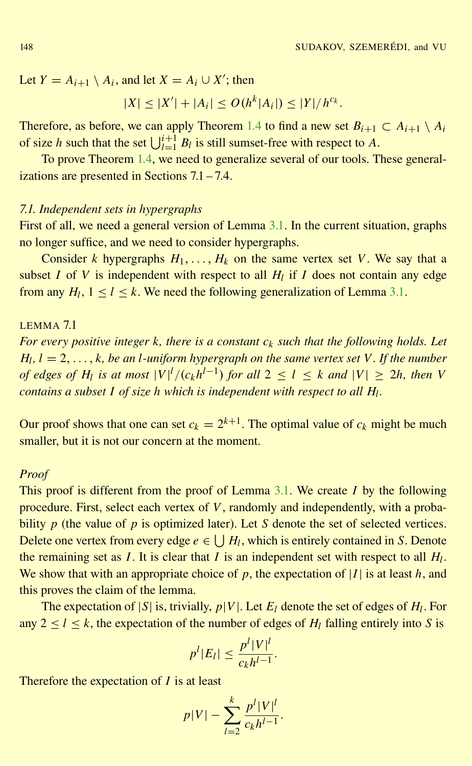Let $Y = A_{i+1} \setminus A_i$, and let $X = A_i \cup X'$; then

$$|X| \le |X'| + |A_i| \le O(h^k |A_i|) \le |Y|/h^{c_k}.$$

Therefore, as before, we can apply Theorem 1.4 to find a new set $B_{i+1} \subset A_{i+1} \setminus A_i$ of size $h$ such that the set $\bigcup_{l=1}^{i+1} B_l$ is still sumset-free with respect to $A$.

To prove Theorem 1.4, we need to generalize several of our tools. These generalizations are presented in Sections 7.1 – 7.4.

### *7.1. Independent sets in hypergraphs*

First of all, we need a general version of Lemma 3.1. In the current situation, graphs no longer suffice, and we need to consider hypergraphs.

Consider $k$ hypergraphs $H_1, \ldots, H_k$ on the same vertex set $V$. We say that a subset $I$ of $V$ is independent with respect to all $H_l$ if $I$ does not contain any edge from any $H_l$, $1 \le l \le k$. We need the following generalization of Lemma 3.1.

LEMMA 7.1

*For every positive integer $k$, there is a constant $c_k$ such that the following holds. Let $H_l$, $l = 2, \ldots, k$, be an $l$-uniform hypergraph on the same vertex set $V$. If the number of edges of $H_l$ is at most $|V|^l/(c_k h^{l-1})$ for all $2 \le l \le k$ and $|V| \ge 2h$, then $V$ contains a subset $I$ of size $h$ which is independent with respect to all $H_l$.*

Our proof shows that one can set $c_k = 2^{k+1}$. The optimal value of $c_k$ might be much smaller, but it is not our concern at the moment.

*Proof*

This proof is different from the proof of Lemma 3.1. We create $I$ by the following procedure. First, select each vertex of $V$, randomly and independently, with a probability $p$ (the value of $p$ is optimized later). Let $S$ denote the set of selected vertices. Delete one vertex from every edge $e \in \bigcup H_l$, which is entirely contained in $S$. Denote the remaining set as $I$. It is clear that $I$ is an independent set with respect to all $H_l$. We show that with an appropriate choice of $p$, the expectation of $|I|$ is at least $h$, and this proves the claim of the lemma.

The expectation of $|S|$ is, trivially, $p|V|$. Let $E_l$ denote the set of edges of $H_l$. For any $2 \le l \le k$, the expectation of the number of edges of $H_l$ falling entirely into $S$ is

$$p^l |E_l| \le \frac{p^l |V|^l}{c_k h^{l-1}}.$$

Therefore the expectation of $I$ is at least

$$p|V| - \sum_{l=2}^{k} \frac{p^l |V|^l}{c_k h^{l-1}}.$$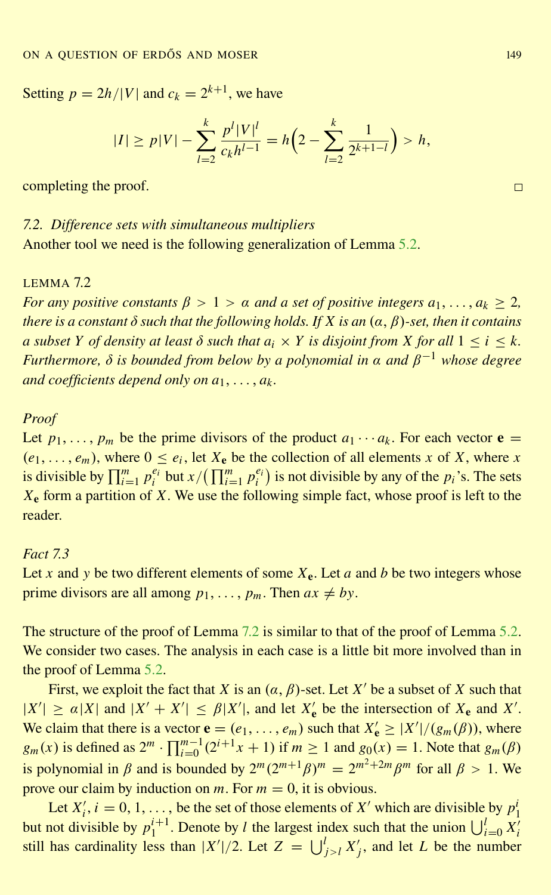Setting $p = 2h/|V|$ and $c_k = 2^{k+1}$, we have

$$|I| \geq p|V| - \sum_{l=2}^{k} \frac{p^l |V|^l}{c_k h^{l-1}} = h\Big(2 - \sum_{l=2}^{k} \frac{1}{2^{k+1-l}}\Big) > h,$$

completing the proof. □

### 7.2. *Difference sets with simultaneous multipliers*

Another tool we need is the following generalization of Lemma 5.2.

LEMMA 7.2

*For any positive constants $\beta > 1 > \alpha$ and a set of positive integers $a_1, \ldots, a_k \geq 2$, there is a constant $\delta$ such that the following holds. If $X$ is an $(\alpha, \beta)$-set, then it contains a subset $Y$ of density at least $\delta$ such that $a_i \times Y$ is disjoint from $X$ for all $1 \leq i \leq k$. Furthermore, $\delta$ is bounded from below by a polynomial in $\alpha$ and $\beta^{-1}$ whose degree and coefficients depend only on $a_1, \ldots, a_k$.*

*Proof*

Let $p_1, \ldots, p_m$ be the prime divisors of the product $a_1 \cdots a_k$. For each vector $\mathbf{e} = (e_1, \ldots, e_m)$, where $0 \leq e_i$, let $X_{\mathbf{e}}$ be the collection of all elements $x$ of $X$, where $x$ is divisible by $\prod_{i=1}^{m} p_i^{e_i}$ but $x/\big(\prod_{i=1}^{m} p_i^{e_i}\big)$ is not divisible by any of the $p_i$'s. The sets $X_{\mathbf{e}}$ form a partition of $X$. We use the following simple fact, whose proof is left to the reader.

*Fact 7.3*

Let $x$ and $y$ be two different elements of some $X_{\mathbf{e}}$. Let $a$ and $b$ be two integers whose prime divisors are all among $p_1, \ldots, p_m$. Then $ax \neq by$.

The structure of the proof of Lemma 7.2 is similar to that of the proof of Lemma 5.2. We consider two cases. The analysis in each case is a little bit more involved than in the proof of Lemma 5.2.

First, we exploit the fact that $X$ is an $(\alpha, \beta)$-set. Let $X'$ be a subset of $X$ such that $|X'| \geq \alpha |X|$ and $|X' + X'| \leq \beta |X'|$, and let $X'_{\mathbf{e}}$ be the intersection of $X_{\mathbf{e}}$ and $X'$. We claim that there is a vector $\mathbf{e} = (e_1, \ldots, e_m)$ such that $X'_{\mathbf{e}} \geq |X'|/(g_m(\beta))$, where $g_m(x)$ is defined as $2^m \cdot \prod_{i=0}^{m-1}(2^{i+1}x + 1)$ if $m \geq 1$ and $g_0(x) = 1$. Note that $g_m(\beta)$ is polynomial in $\beta$ and is bounded by $2^m(2^{m+1}\beta)^m = 2^{m^2+2m}\beta^m$ for all $\beta > 1$. We prove our claim by induction on $m$. For $m = 0$, it is obvious.

Let $X'_i$, $i = 0, 1, \ldots$, be the set of those elements of $X'$ which are divisible by $p_1^i$ but not divisible by $p_1^{i+1}$. Denote by $l$ the largest index such that the union $\bigcup_{i=0}^{l} X'_i$ still has cardinality less than $|X'|/2$. Let $Z = \bigcup_{j>l}^{l} X'_j$, and let $L$ be the number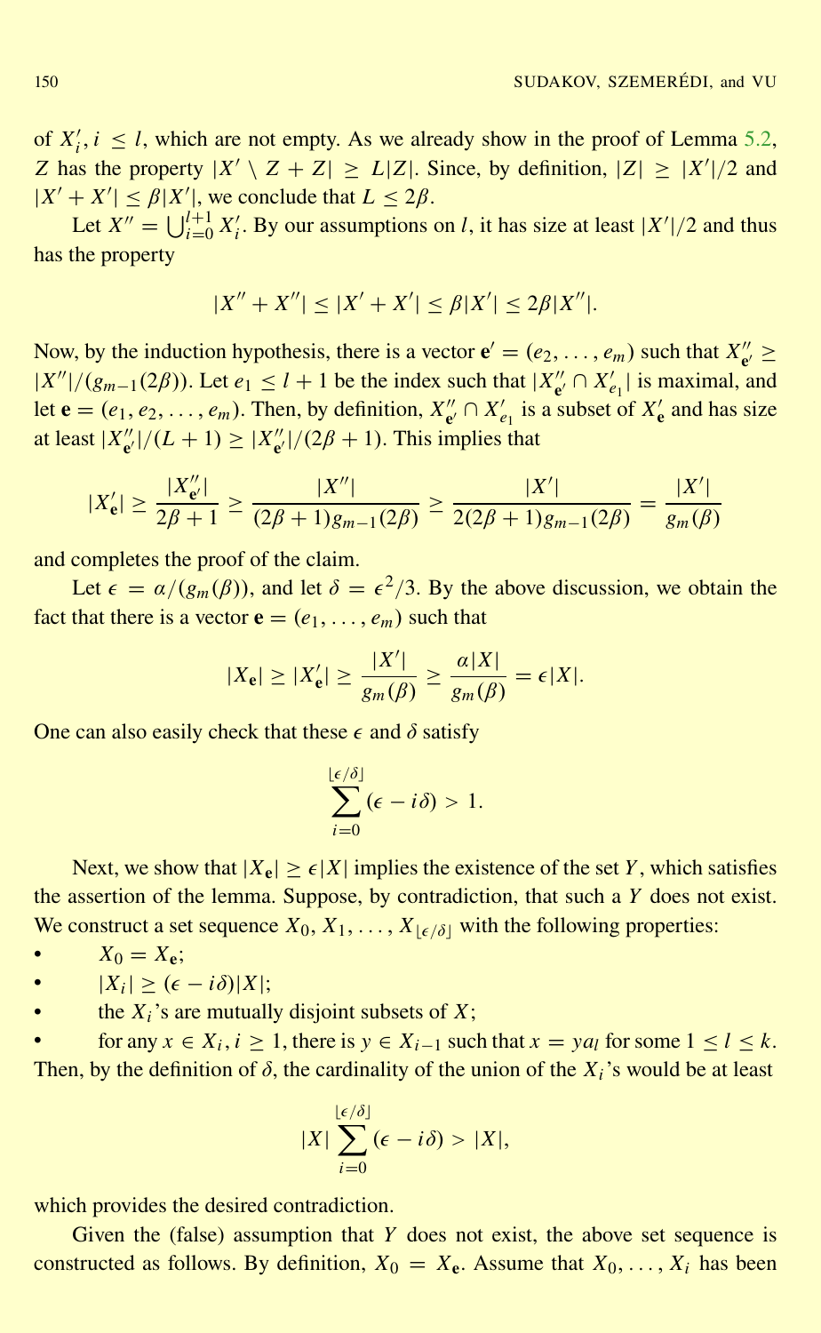of $X'_i$, $i \leq l$, which are not empty. As we already show in the proof of Lemma 5.2, $Z$ has the property $|X' \setminus Z + Z| \geq L|Z|$. Since, by definition, $|Z| \geq |X'|/2$ and $|X' + X'| \leq \beta|X'|$, we conclude that $L \leq 2\beta$.

Let $X'' = \bigcup_{i=0}^{l+1} X'_i$. By our assumptions on $l$, it has size at least $|X'|/2$ and thus has the property

$$|X'' + X''| \leq |X' + X'| \leq \beta|X'| \leq 2\beta|X''|.$$

Now, by the induction hypothesis, there is a vector $\mathbf{e}' = (e_2, \ldots, e_m)$ such that $X''_{\mathbf{e}'} \geq |X''|/(g_{m-1}(2\beta))$. Let $e_1 \leq l+1$ be the index such that $|X''_{\mathbf{e}'} \cap X'_{e_1}|$ is maximal, and let $\mathbf{e} = (e_1, e_2, \ldots, e_m)$. Then, by definition, $X''_{\mathbf{e}'} \cap X'_{e_1}$ is a subset of $X'_{\mathbf{e}}$ and has size at least $|X''_{\mathbf{e}'}|/(L+1) \geq |X''_{\mathbf{e}'}|/(2\beta+1)$. This implies that

$$|X'_{\mathbf{e}}| \geq \frac{|X''_{\mathbf{e}'}|}{2\beta+1} \geq \frac{|X''|}{(2\beta+1)g_{m-1}(2\beta)} \geq \frac{|X'|}{2(2\beta+1)g_{m-1}(2\beta)} = \frac{|X'|}{g_m(\beta)}$$

and completes the proof of the claim.

Let $\epsilon = \alpha/(g_m(\beta))$, and let $\delta = \epsilon^2/3$. By the above discussion, we obtain the fact that there is a vector $\mathbf{e} = (e_1, \ldots, e_m)$ such that

$$|X_{\mathbf{e}}| \geq |X'_{\mathbf{e}}| \geq \frac{|X'|}{g_m(\beta)} \geq \frac{\alpha|X|}{g_m(\beta)} = \epsilon|X|.$$

One can also easily check that these $\epsilon$ and $\delta$ satisfy

$$\sum_{i=0}^{\lfloor \epsilon/\delta \rfloor} (\epsilon - i\delta) > 1.$$

Next, we show that $|X_{\mathbf{e}}| \geq \epsilon|X|$ implies the existence of the set $Y$, which satisfies the assertion of the lemma. Suppose, by contradiction, that such a $Y$ does not exist. We construct a set sequence $X_0, X_1, \ldots, X_{\lfloor \epsilon/\delta \rfloor}$ with the following properties:

- $X_0 = X_{\mathbf{e}}$;
- $|X_i| \geq (\epsilon - i\delta)|X|$;
- the $X_i$'s are mutually disjoint subsets of $X$;
- for any $x \in X_i$, $i \geq 1$, there is $y \in X_{i-1}$ such that $x = ya_l$ for some $1 \leq l \leq k$.

Then, by the definition of $\delta$, the cardinality of the union of the $X_i$'s would be at least

$$|X| \sum_{i=0}^{\lfloor \epsilon/\delta \rfloor} (\epsilon - i\delta) > |X|,$$

which provides the desired contradiction.

Given the (false) assumption that $Y$ does not exist, the above set sequence is constructed as follows. By definition, $X_0 = X_{\mathbf{e}}$. Assume that $X_0, \ldots, X_i$ has been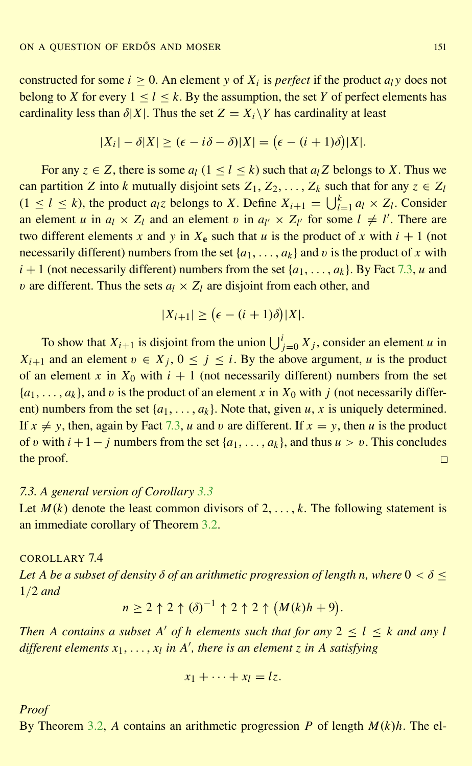constructed for some $i \geq 0$. An element $y$ of $X_i$ is *perfect* if the product $a_l y$ does not belong to $X$ for every $1 \leq l \leq k$. By the assumption, the set $Y$ of perfect elements has cardinality less than $\delta|X|$. Thus the set $Z = X_i \backslash Y$ has cardinality at least

$$|X_i| - \delta|X| \geq (\epsilon - i\delta - \delta)|X| = \big(\epsilon - (i+1)\delta\big)|X|.$$

For any $z \in Z$, there is some $a_l$ ($1 \leq l \leq k$) such that $a_l Z$ belongs to $X$. Thus we can partition $Z$ into $k$ mutually disjoint sets $Z_1, Z_2, \ldots, Z_k$ such that for any $z \in Z_l$ ($1 \leq l \leq k$), the product $a_l z$ belongs to $X$. Define $X_{i+1} = \bigcup_{l=1}^{k} a_l \times Z_l$. Consider an element $u$ in $a_l \times Z_l$ and an element $v$ in $a_{l'} \times Z_{l'}$ for some $l \neq l'$. There are two different elements $x$ and $y$ in $X_{\mathbf{e}}$ such that $u$ is the product of $x$ with $i+1$ (not necessarily different) numbers from the set $\{a_1, \ldots, a_k\}$ and $v$ is the product of $x$ with $i+1$ (not necessarily different) numbers from the set $\{a_1, \ldots, a_k\}$. By Fact 7.3, $u$ and $v$ are different. Thus the sets $a_l \times Z_l$ are disjoint from each other, and

$$|X_{i+1}| \geq \big(\epsilon - (i+1)\delta\big)|X|.$$

To show that $X_{i+1}$ is disjoint from the union $\bigcup_{j=0}^{i} X_j$, consider an element $u$ in $X_{i+1}$ and an element $v \in X_j$, $0 \leq j \leq i$. By the above argument, $u$ is the product of an element $x$ in $X_0$ with $i+1$ (not necessarily different) numbers from the set $\{a_1, \ldots, a_k\}$, and $v$ is the product of an element $x$ in $X_0$ with $j$ (not necessarily different) numbers from the set $\{a_1, \ldots, a_k\}$. Note that, given $u$, $x$ is uniquely determined. If $x \neq y$, then, again by Fact 7.3, $u$ and $v$ are different. If $x = y$, then $u$ is the product of $v$ with $i+1-j$ numbers from the set $\{a_1, \ldots, a_k\}$, and thus $u > v$. This concludes the proof. □

### 7.3. A general version of Corollary 3.3

Let $M(k)$ denote the least common divisors of $2, \ldots, k$. The following statement is an immediate corollary of Theorem 3.2.

COROLLARY 7.4

*Let $A$ be a subset of density $\delta$ of an arithmetic progression of length $n$, where $0 < \delta \leq 1/2$ and*

$$n \geq 2 \uparrow 2 \uparrow (\delta)^{-1} \uparrow 2 \uparrow 2 \uparrow \big(M(k)h + 9\big).$$

*Then $A$ contains a subset $A'$ of $h$ elements such that for any $2 \leq l \leq k$ and any $l$ different elements $x_1, \ldots, x_l$ in $A'$, there is an element $z$ in $A$ satisfying*

$$x_1 + \cdots + x_l = lz.$$

*Proof*

By Theorem 3.2, $A$ contains an arithmetic progression $P$ of length $M(k)h$. The el-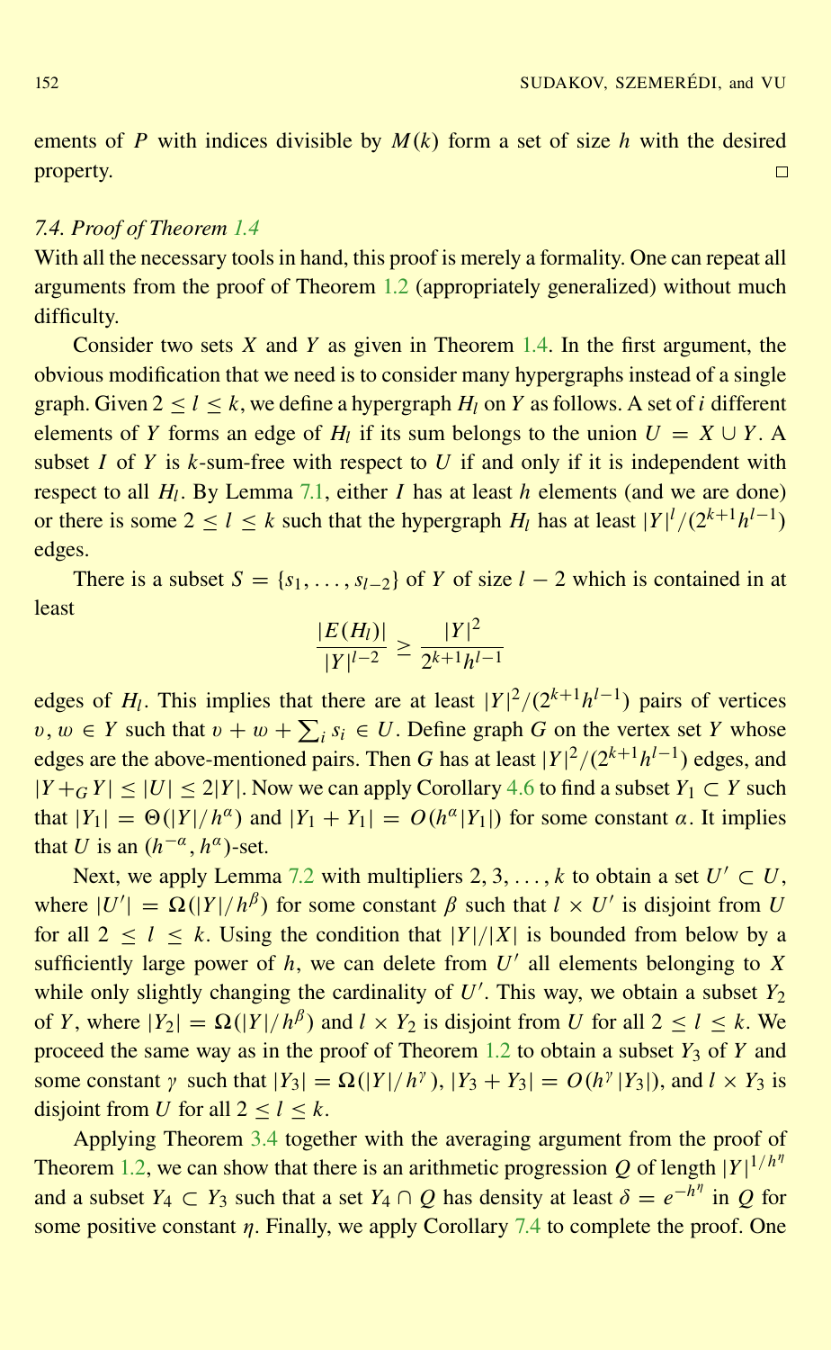ements of $P$ with indices divisible by $M(k)$ form a set of size $h$ with the desired property. $\square$

### 7.4. Proof of Theorem 1.4

With all the necessary tools in hand, this proof is merely a formality. One can repeat all arguments from the proof of Theorem 1.2 (appropriately generalized) without much difficulty.

Consider two sets $X$ and $Y$ as given in Theorem 1.4. In the first argument, the obvious modification that we need is to consider many hypergraphs instead of a single graph. Given $2 \leq l \leq k$, we define a hypergraph $H_l$ on $Y$ as follows. A set of $i$ different elements of $Y$ forms an edge of $H_l$ if its sum belongs to the union $U = X \cup Y$. A subset $I$ of $Y$ is $k$-sum-free with respect to $U$ if and only if it is independent with respect to all $H_l$. By Lemma 7.1, either $I$ has at least $h$ elements (and we are done) or there is some $2 \leq l \leq k$ such that the hypergraph $H_l$ has at least $|Y|^l/(2^{k+1}h^{l-1})$ edges.

There is a subset $S = \{s_1, \dots, s_{l-2}\}$ of $Y$ of size $l - 2$ which is contained in at least

$$\frac{|E(H_l)|}{|Y|^{l-2}} \geq \frac{|Y|^2}{2^{k+1}h^{l-1}}$$

edges of $H_l$. This implies that there are at least $|Y|^2/(2^{k+1}h^{l-1})$ pairs of vertices $v, w \in Y$ such that $v + w + \sum_i s_i \in U$. Define graph $G$ on the vertex set $Y$ whose edges are the above-mentioned pairs. Then $G$ has at least $|Y|^2/(2^{k+1}h^{l-1})$ edges, and $|Y +_G Y| \leq |U| \leq 2|Y|$. Now we can apply Corollary 4.6 to find a subset $Y_1 \subset Y$ such that $|Y_1| = \Theta(|Y|/h^{\alpha})$ and $|Y_1 + Y_1| = O(h^{\alpha}|Y_1|)$ for some constant $\alpha$. It implies that $U$ is an $(h^{-\alpha}, h^{\alpha})$-set.

Next, we apply Lemma 7.2 with multipliers $2, 3, \dots, k$ to obtain a set $U' \subset U$, where $|U'| = \Omega(|Y|/h^{\beta})$ for some constant $\beta$ such that $l \times U'$ is disjoint from $U$ for all $2 \leq l \leq k$. Using the condition that $|Y|/|X|$ is bounded from below by a sufficiently large power of $h$, we can delete from $U'$ all elements belonging to $X$ while only slightly changing the cardinality of $U'$. This way, we obtain a subset $Y_2$ of $Y$, where $|Y_2| = \Omega(|Y|/h^{\beta})$ and $l \times Y_2$ is disjoint from $U$ for all $2 \leq l \leq k$. We proceed the same way as in the proof of Theorem 1.2 to obtain a subset $Y_3$ of $Y$ and some constant $\gamma$ such that $|Y_3| = \Omega(|Y|/h^{\gamma})$, $|Y_3 + Y_3| = O(h^{\gamma}|Y_3|)$, and $l \times Y_3$ is disjoint from $U$ for all $2 \leq l \leq k$.

Applying Theorem 3.4 together with the averaging argument from the proof of Theorem 1.2, we can show that there is an arithmetic progression $Q$ of length $|Y|^{1/h^{\eta}}$ and a subset $Y_4 \subset Y_3$ such that a set $Y_4 \cap Q$ has density at least $\delta = e^{-h^{\eta}}$ in $Q$ for some positive constant $\eta$. Finally, we apply Corollary 7.4 to complete the proof. One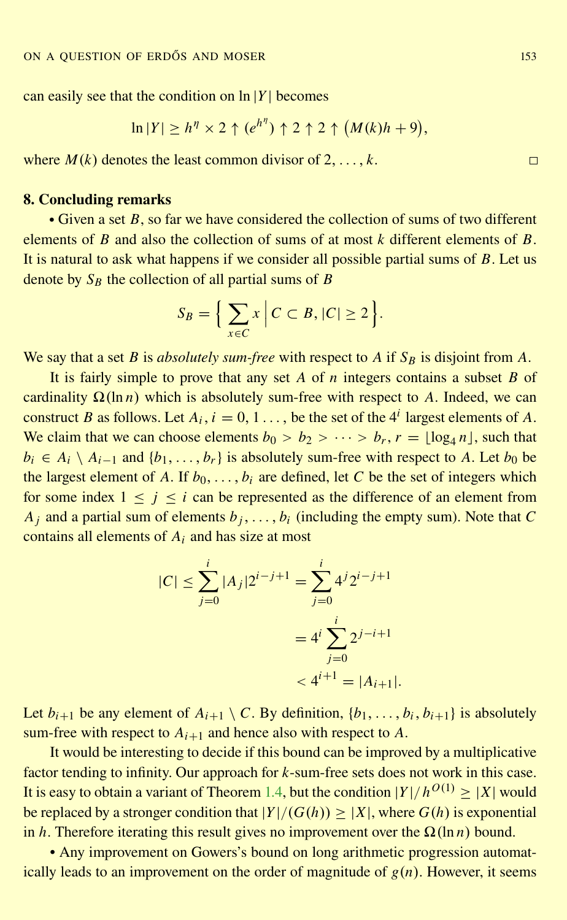can easily see that the condition on $\ln |Y|$ becomes

$$\ln |Y| \geq h^{\eta} \times 2 \uparrow (e^{h^{\eta}}) \uparrow 2 \uparrow 2 \uparrow \big(M(k)h + 9\big),$$

where $M(k)$ denotes the least common divisor of $2, \ldots, k$. □

## 8. Concluding remarks

• Given a set $B$, so far we have considered the collection of sums of two different elements of $B$ and also the collection of sums of at most $k$ different elements of $B$. It is natural to ask what happens if we consider all possible partial sums of $B$. Let us denote by $S_B$ the collection of all partial sums of $B$

$$S_B = \Big\{ \sum_{x \in C} x \,\Big|\, C \subset B, |C| \geq 2 \Big\}.$$

We say that a set $B$ is *absolutely sum-free* with respect to $A$ if $S_B$ is disjoint from $A$.

It is fairly simple to prove that any set $A$ of $n$ integers contains a subset $B$ of cardinality $\Omega(\ln n)$ which is absolutely sum-free with respect to $A$. Indeed, we can construct $B$ as follows. Let $A_i$, $i = 0, 1 \ldots$, be the set of the $4^i$ largest elements of $A$. We claim that we can choose elements $b_0 > b_2 > \cdots > b_r$, $r = \lfloor \log_4 n \rfloor$, such that $b_i \in A_i \setminus A_{i-1}$ and $\{b_1, \ldots, b_r\}$ is absolutely sum-free with respect to $A$. Let $b_0$ be the largest element of $A$. If $b_0, \ldots, b_i$ are defined, let $C$ be the set of integers which for some index $1 \leq j \leq i$ can be represented as the difference of an element from $A_j$ and a partial sum of elements $b_j, \ldots, b_i$ (including the empty sum). Note that $C$ contains all elements of $A_i$ and has size at most

$$\begin{aligned} |C| \leq \sum_{j=0}^{i} |A_j| 2^{i-j+1} &= \sum_{j=0}^{i} 4^j 2^{i-j+1} \\ &= 4^i \sum_{j=0}^{i} 2^{j-i+1} \\ &< 4^{i+1} = |A_{i+1}|. \end{aligned}$$

Let $b_{i+1}$ be any element of $A_{i+1} \setminus C$. By definition, $\{b_1, \ldots, b_i, b_{i+1}\}$ is absolutely sum-free with respect to $A_{i+1}$ and hence also with respect to $A$.

It would be interesting to decide if this bound can be improved by a multiplicative factor tending to infinity. Our approach for $k$-sum-free sets does not work in this case. It is easy to obtain a variant of Theorem 1.4, but the condition $|Y|/h^{O(1)} \geq |X|$ would be replaced by a stronger condition that $|Y|/(G(h)) \geq |X|$, where $G(h)$ is exponential in $h$. Therefore iterating this result gives no improvement over the $\Omega(\ln n)$ bound.

• Any improvement on Gowers's bound on long arithmetic progression automatically leads to an improvement on the order of magnitude of $g(n)$. However, it seems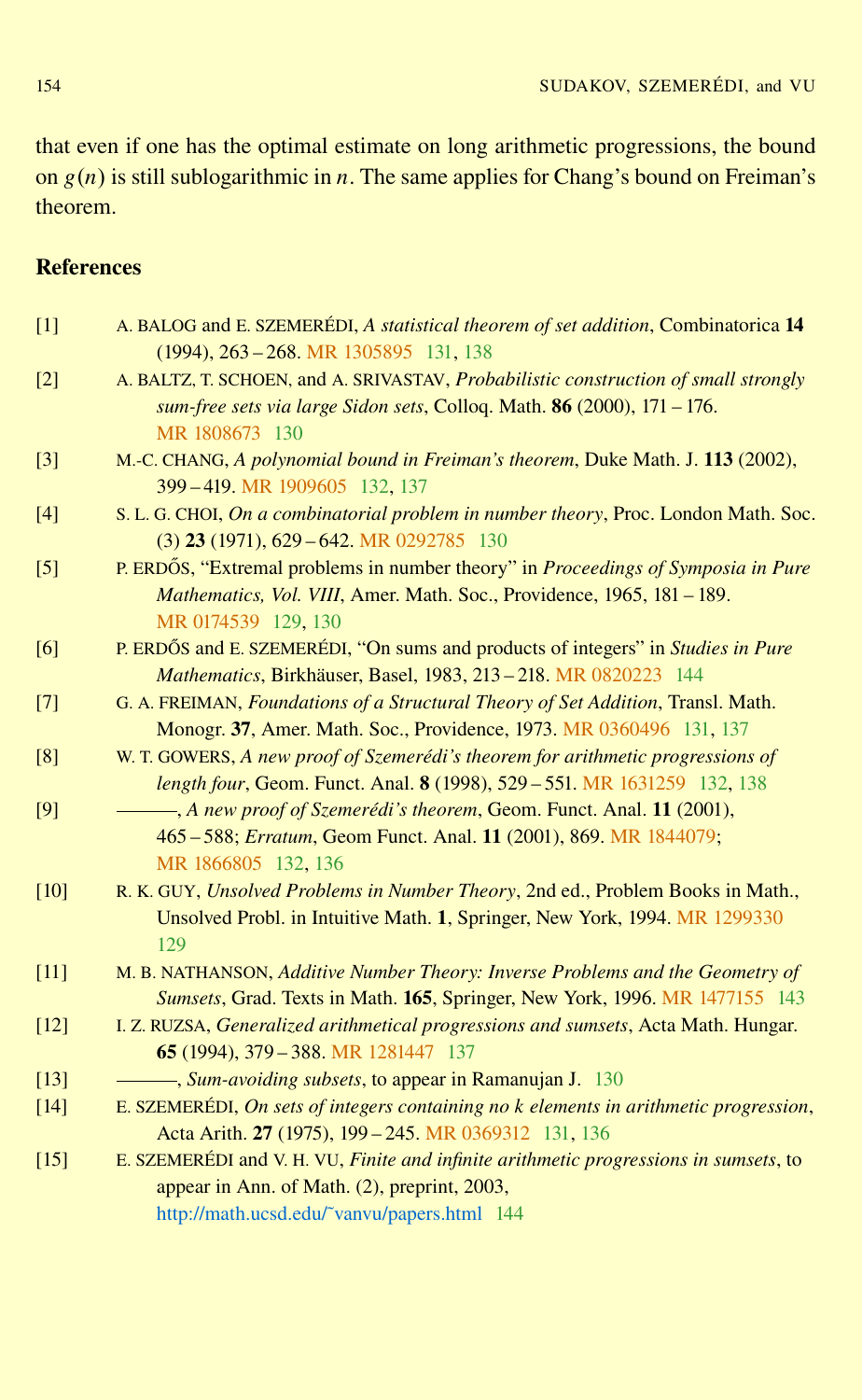that even if one has the optimal estimate on long arithmetic progressions, the bound on $g(n)$ is still sublogarithmic in $n$. The same applies for Chang's bound on Freiman's theorem.

## References

[1] A. BALOG and E. SZEMERÉDI, *A statistical theorem of set addition*, Combinatorica **14** (1994), 263–268. MR 1305895 131, 138

[2] A. BALTZ, T. SCHOEN, and A. SRIVASTAV, *Probabilistic construction of small strongly sum-free sets via large Sidon sets*, Colloq. Math. **86** (2000), 171–176. MR 1808673 130

[3] M.-C. CHANG, *A polynomial bound in Freiman's theorem*, Duke Math. J. **113** (2002), 399–419. MR 1909605 132, 137

[4] S. L. G. CHOI, *On a combinatorial problem in number theory*, Proc. London Math. Soc. (3) **23** (1971), 629–642. MR 0292785 130

[5] P. ERDŐS, "Extremal problems in number theory" in *Proceedings of Symposia in Pure Mathematics, Vol. VIII*, Amer. Math. Soc., Providence, 1965, 181–189. MR 0174539 129, 130

[6] P. ERDŐS and E. SZEMERÉDI, "On sums and products of integers" in *Studies in Pure Mathematics*, Birkhäuser, Basel, 1983, 213–218. MR 0820223 144

[7] G. A. FREIMAN, *Foundations of a Structural Theory of Set Addition*, Transl. Math. Monogr. **37**, Amer. Math. Soc., Providence, 1973. MR 0360496 131, 137

[8] W. T. GOWERS, *A new proof of Szemerédi's theorem for arithmetic progressions of length four*, Geom. Funct. Anal. **8** (1998), 529–551. MR 1631259 132, 138

[9] ———, *A new proof of Szemerédi's theorem*, Geom. Funct. Anal. **11** (2001), 465–588; *Erratum*, Geom Funct. Anal. **11** (2001), 869. MR 1844079; MR 1866805 132, 136

[10] R. K. GUY, *Unsolved Problems in Number Theory*, 2nd ed., Problem Books in Math., Unsolved Probl. in Intuitive Math. **1**, Springer, New York, 1994. MR 1299330 129

[11] M. B. NATHANSON, *Additive Number Theory: Inverse Problems and the Geometry of Sumsets*, Grad. Texts in Math. **165**, Springer, New York, 1996. MR 1477155 143

[12] I. Z. RUZSA, *Generalized arithmetical progressions and sumsets*, Acta Math. Hungar. **65** (1994), 379–388. MR 1281447 137

[13] ———, *Sum-avoiding subsets*, to appear in Ramanujan J. 130

[14] E. SZEMERÉDI, *On sets of integers containing no k elements in arithmetic progression*, Acta Arith. **27** (1975), 199–245. MR 0369312 131, 136

[15] E. SZEMERÉDI and V. H. VU, *Finite and infinite arithmetic progressions in sumsets*, to appear in Ann. of Math. (2), preprint, 2003, http://math.ucsd.edu/~vanvu/papers.html 144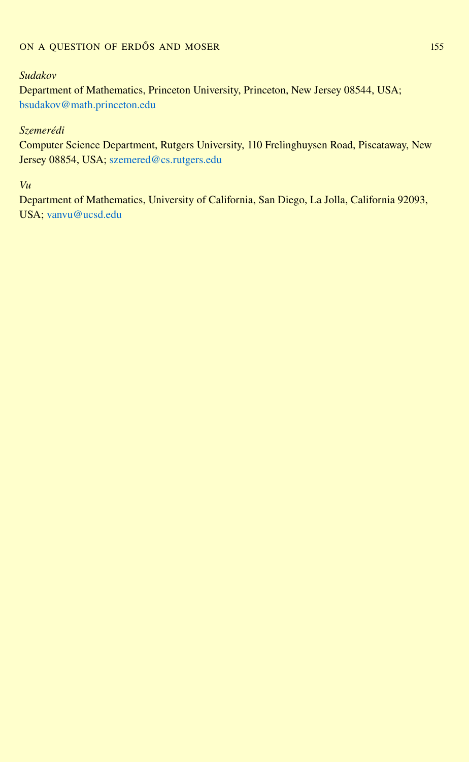*Sudakov*

Department of Mathematics, Princeton University, Princeton, New Jersey 08544, USA; bsudakov@math.princeton.edu

*Szemerédi*

Computer Science Department, Rutgers University, 110 Frelinghuysen Road, Piscataway, New Jersey 08854, USA; szemered@cs.rutgers.edu

*Vu*

Department of Mathematics, University of California, San Diego, La Jolla, California 92093, USA; vanvu@ucsd.edu